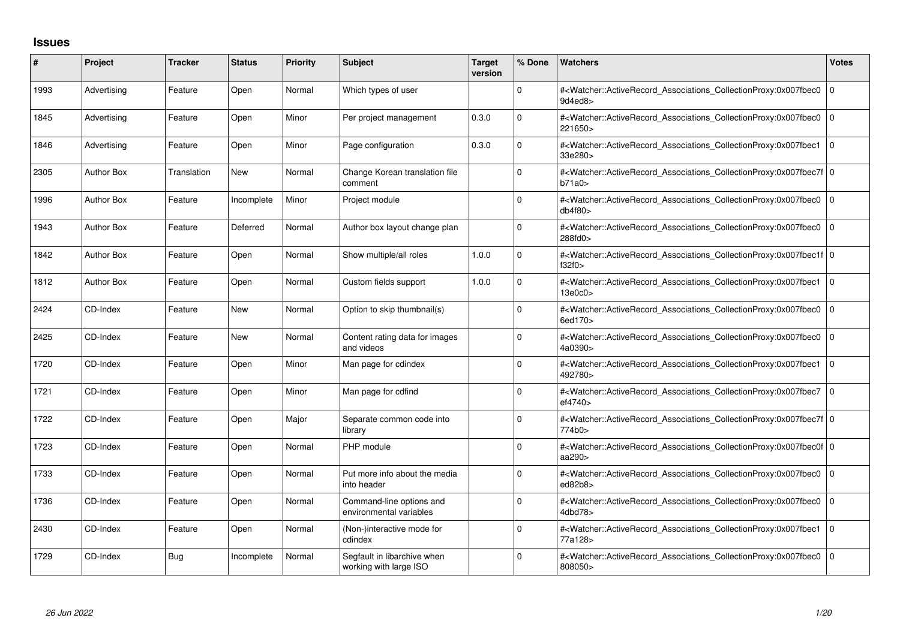## Issues

| # | Project | Tracker | Status | Priority | Subject | Target version | % Done | Watchers | Votes |
|---|---|---|---|---|---|---|---|---|---|
| 1993 | Advertising | Feature | Open | Normal | Which types of user | | 0 | #<Watcher::ActiveRecord_Associations_CollectionProxy:0x007fbec09d4ed8> | 0 |
| 1845 | Advertising | Feature | Open | Minor | Per project management | 0.3.0 | 0 | #<Watcher::ActiveRecord_Associations_CollectionProxy:0x007fbec0221650> | 0 |
| 1846 | Advertising | Feature | Open | Minor | Page configuration | 0.3.0 | 0 | #<Watcher::ActiveRecord_Associations_CollectionProxy:0x007fbec133e280> | 0 |
| 2305 | Author Box | Translation | New | Normal | Change Korean translation file comment | | 0 | #<Watcher::ActiveRecord_Associations_CollectionProxy:0x007fbec7fb71a0> | 0 |
| 1996 | Author Box | Feature | Incomplete | Minor | Project module | | 0 | #<Watcher::ActiveRecord_Associations_CollectionProxy:0x007fbec0db4f80> | 0 |
| 1943 | Author Box | Feature | Deferred | Normal | Author box layout change plan | | 0 | #<Watcher::ActiveRecord_Associations_CollectionProxy:0x007fbec0288fd0> | 0 |
| 1842 | Author Box | Feature | Open | Normal | Show multiple/all roles | 1.0.0 | 0 | #<Watcher::ActiveRecord_Associations_CollectionProxy:0x007fbec1ff32f0> | 0 |
| 1812 | Author Box | Feature | Open | Normal | Custom fields support | 1.0.0 | 0 | #<Watcher::ActiveRecord_Associations_CollectionProxy:0x007fbec113e0c0> | 0 |
| 2424 | CD-Index | Feature | New | Normal | Option to skip thumbnail(s) | | 0 | #<Watcher::ActiveRecord_Associations_CollectionProxy:0x007fbec06ed170> | 0 |
| 2425 | CD-Index | Feature | New | Normal | Content rating data for images and videos | | 0 | #<Watcher::ActiveRecord_Associations_CollectionProxy:0x007fbec04a0390> | 0 |
| 1720 | CD-Index | Feature | Open | Minor | Man page for cdindex | | 0 | #<Watcher::ActiveRecord_Associations_CollectionProxy:0x007fbec1492780> | 0 |
| 1721 | CD-Index | Feature | Open | Minor | Man page for cdfind | | 0 | #<Watcher::ActiveRecord_Associations_CollectionProxy:0x007fbec7ef4740> | 0 |
| 1722 | CD-Index | Feature | Open | Major | Separate common code into library | | 0 | #<Watcher::ActiveRecord_Associations_CollectionProxy:0x007fbec7f774b0> | 0 |
| 1723 | CD-Index | Feature | Open | Normal | PHP module | | 0 | #<Watcher::ActiveRecord_Associations_CollectionProxy:0x007fbec0faa290> | 0 |
| 1733 | CD-Index | Feature | Open | Normal | Put more info about the media into header | | 0 | #<Watcher::ActiveRecord_Associations_CollectionProxy:0x007fbec0ed82b8> | 0 |
| 1736 | CD-Index | Feature | Open | Normal | Command-line options and environmental variables | | 0 | #<Watcher::ActiveRecord_Associations_CollectionProxy:0x007fbec04dbd78> | 0 |
| 2430 | CD-Index | Feature | Open | Normal | (Non-)interactive mode for cdindex | | 0 | #<Watcher::ActiveRecord_Associations_CollectionProxy:0x007fbec177a128> | 0 |
| 1729 | CD-Index | Bug | Incomplete | Normal | Segfault in libarchive when working with large ISO | | 0 | #<Watcher::ActiveRecord_Associations_CollectionProxy:0x007fbec0808050> | 0 |

*26 Jun 2022*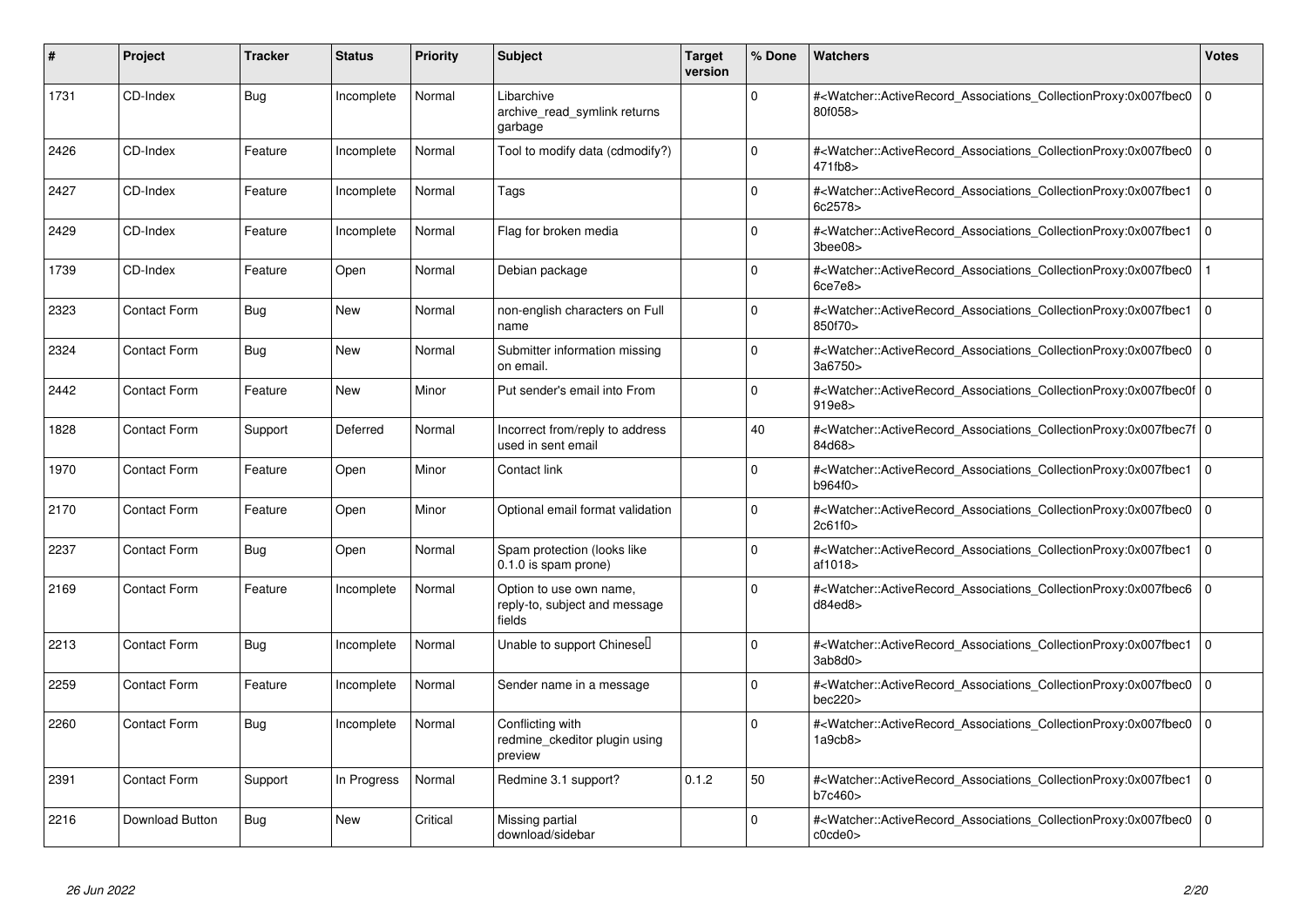| # | Project | Tracker | Status | Priority | Subject | Target version | % Done | Watchers | Votes |
|---|---|---|---|---|---|---|---|---|---|
| 1731 | CD-Index | Bug | Incomplete | Normal | Libarchive archive_read_symlink returns garbage | | 0 | #<Watcher::ActiveRecord_Associations_CollectionProxy:0x007fbec080f058> | 0 |
| 2426 | CD-Index | Feature | Incomplete | Normal | Tool to modify data (cdmodify?) | | 0 | #<Watcher::ActiveRecord_Associations_CollectionProxy:0x007fbec0471fb8> | 0 |
| 2427 | CD-Index | Feature | Incomplete | Normal | Tags | | 0 | #<Watcher::ActiveRecord_Associations_CollectionProxy:0x007fbec16c2578> | 0 |
| 2429 | CD-Index | Feature | Incomplete | Normal | Flag for broken media | | 0 | #<Watcher::ActiveRecord_Associations_CollectionProxy:0x007fbec13bee08> | 0 |
| 1739 | CD-Index | Feature | Open | Normal | Debian package | | 0 | #<Watcher::ActiveRecord_Associations_CollectionProxy:0x007fbec06ce7e8> | 1 |
| 2323 | Contact Form | Bug | New | Normal | non-english characters on Full name | | 0 | #<Watcher::ActiveRecord_Associations_CollectionProxy:0x007fbec1850f70> | 0 |
| 2324 | Contact Form | Bug | New | Normal | Submitter information missing on email. | | 0 | #<Watcher::ActiveRecord_Associations_CollectionProxy:0x007fbec03a6750> | 0 |
| 2442 | Contact Form | Feature | New | Minor | Put sender's email into From | | 0 | #<Watcher::ActiveRecord_Associations_CollectionProxy:0x007fbec0f919e8> | 0 |
| 1828 | Contact Form | Support | Deferred | Normal | Incorrect from/reply to address used in sent email | | 40 | #<Watcher::ActiveRecord_Associations_CollectionProxy:0x007fbec7f84d68> | 0 |
| 1970 | Contact Form | Feature | Open | Minor | Contact link | | 0 | #<Watcher::ActiveRecord_Associations_CollectionProxy:0x007fbec1b964f0> | 0 |
| 2170 | Contact Form | Feature | Open | Minor | Optional email format validation | | 0 | #<Watcher::ActiveRecord_Associations_CollectionProxy:0x007fbec02c61f0> | 0 |
| 2237 | Contact Form | Bug | Open | Normal | Spam protection (looks like 0.1.0 is spam prone) | | 0 | #<Watcher::ActiveRecord_Associations_CollectionProxy:0x007fbec1af1018> | 0 |
| 2169 | Contact Form | Feature | Incomplete | Normal | Option to use own name, reply-to, subject and message fields | | 0 | #<Watcher::ActiveRecord_Associations_CollectionProxy:0x007fbec6d84ed8> | 0 |
| 2213 | Contact Form | Bug | Incomplete | Normal | Unable to support Chinese | | 0 | #<Watcher::ActiveRecord_Associations_CollectionProxy:0x007fbec13ab8d0> | 0 |
| 2259 | Contact Form | Feature | Incomplete | Normal | Sender name in a message | | 0 | #<Watcher::ActiveRecord_Associations_CollectionProxy:0x007fbec0bec220> | 0 |
| 2260 | Contact Form | Bug | Incomplete | Normal | Conflicting with redmine_ckeditor plugin using preview | | 0 | #<Watcher::ActiveRecord_Associations_CollectionProxy:0x007fbec01a9cb8> | 0 |
| 2391 | Contact Form | Support | In Progress | Normal | Redmine 3.1 support? | 0.1.2 | 50 | #<Watcher::ActiveRecord_Associations_CollectionProxy:0x007fbec1b7c460> | 0 |
| 2216 | Download Button | Bug | New | Critical | Missing partial download/sidebar | | 0 | #<Watcher::ActiveRecord_Associations_CollectionProxy:0x007fbec0c0cde0> | 0 |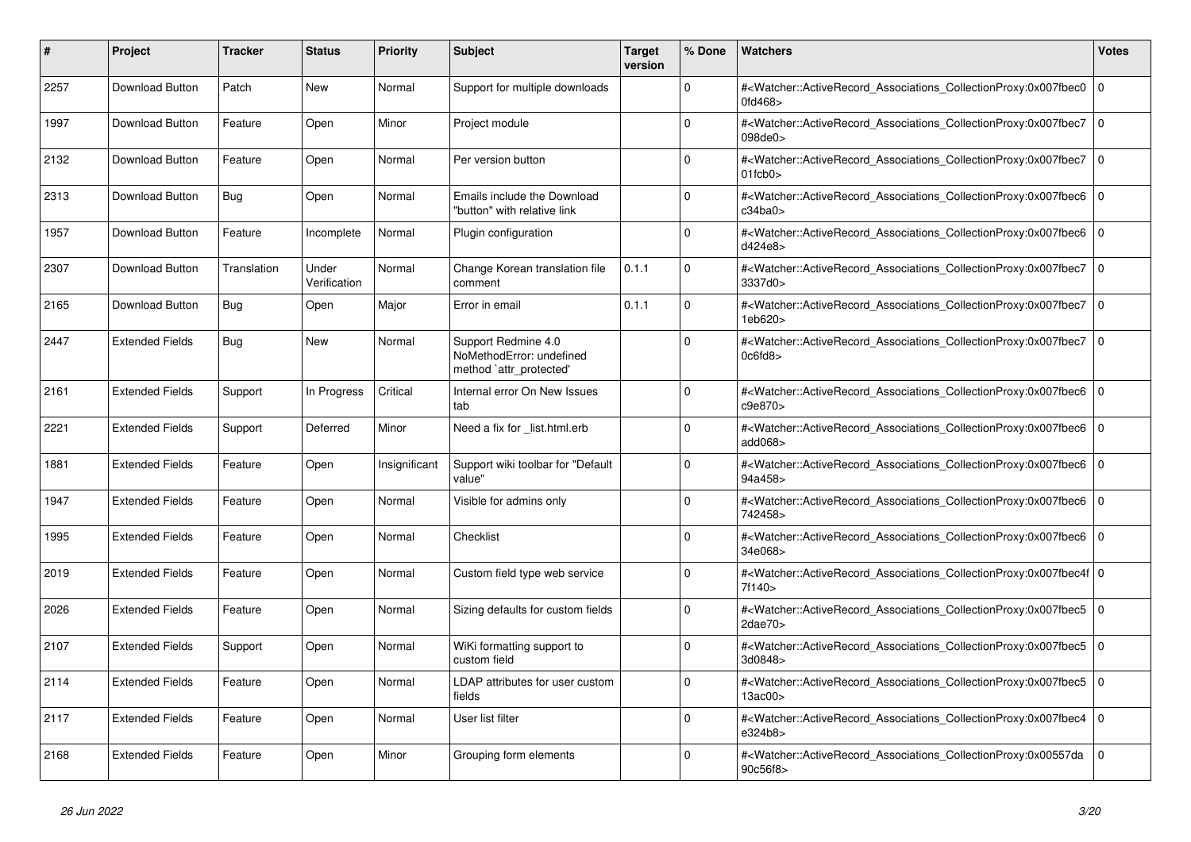| # | Project | Tracker | Status | Priority | Subject | Target version | % Done | Watchers | Votes |
|---|---|---|---|---|---|---|---|---|---|
| 2257 | Download Button | Patch | New | Normal | Support for multiple downloads | | 0 | #<Watcher::ActiveRecord_Associations_CollectionProxy:0x007fbec00fd468> | 0 |
| 1997 | Download Button | Feature | Open | Minor | Project module | | 0 | #<Watcher::ActiveRecord_Associations_CollectionProxy:0x007fbec7098de0> | 0 |
| 2132 | Download Button | Feature | Open | Normal | Per version button | | 0 | #<Watcher::ActiveRecord_Associations_CollectionProxy:0x007fbec701fcb0> | 0 |
| 2313 | Download Button | Bug | Open | Normal | Emails include the Download "button" with relative link | | 0 | #<Watcher::ActiveRecord_Associations_CollectionProxy:0x007fbec6c34ba0> | 0 |
| 1957 | Download Button | Feature | Incomplete | Normal | Plugin configuration | | 0 | #<Watcher::ActiveRecord_Associations_CollectionProxy:0x007fbec6d424e8> | 0 |
| 2307 | Download Button | Translation | Under Verification | Normal | Change Korean translation file comment | 0.1.1 | 0 | #<Watcher::ActiveRecord_Associations_CollectionProxy:0x007fbec73337d0> | 0 |
| 2165 | Download Button | Bug | Open | Major | Error in email | 0.1.1 | 0 | #<Watcher::ActiveRecord_Associations_CollectionProxy:0x007fbec71eb620> | 0 |
| 2447 | Extended Fields | Bug | New | Normal | Support Redmine 4.0 NoMethodError: undefined method `attr_protected' | | 0 | #<Watcher::ActiveRecord_Associations_CollectionProxy:0x007fbec70c6fd8> | 0 |
| 2161 | Extended Fields | Support | In Progress | Critical | Internal error On New Issues tab | | 0 | #<Watcher::ActiveRecord_Associations_CollectionProxy:0x007fbec6c9e870> | 0 |
| 2221 | Extended Fields | Support | Deferred | Minor | Need a fix for _list.html.erb | | 0 | #<Watcher::ActiveRecord_Associations_CollectionProxy:0x007fbec6add068> | 0 |
| 1881 | Extended Fields | Feature | Open | Insignificant | Support wiki toolbar for "Default value" | | 0 | #<Watcher::ActiveRecord_Associations_CollectionProxy:0x007fbec694a458> | 0 |
| 1947 | Extended Fields | Feature | Open | Normal | Visible for admins only | | 0 | #<Watcher::ActiveRecord_Associations_CollectionProxy:0x007fbec6742458> | 0 |
| 1995 | Extended Fields | Feature | Open | Normal | Checklist | | 0 | #<Watcher::ActiveRecord_Associations_CollectionProxy:0x007fbec634e068> | 0 |
| 2019 | Extended Fields | Feature | Open | Normal | Custom field type web service | | 0 | #<Watcher::ActiveRecord_Associations_CollectionProxy:0x007fbec4f7f140> | 0 |
| 2026 | Extended Fields | Feature | Open | Normal | Sizing defaults for custom fields | | 0 | #<Watcher::ActiveRecord_Associations_CollectionProxy:0x007fbec52dae70> | 0 |
| 2107 | Extended Fields | Support | Open | Normal | WiKi formatting support to custom field | | 0 | #<Watcher::ActiveRecord_Associations_CollectionProxy:0x007fbec53d0848> | 0 |
| 2114 | Extended Fields | Feature | Open | Normal | LDAP attributes for user custom fields | | 0 | #<Watcher::ActiveRecord_Associations_CollectionProxy:0x007fbec513ac00> | 0 |
| 2117 | Extended Fields | Feature | Open | Normal | User list filter | | 0 | #<Watcher::ActiveRecord_Associations_CollectionProxy:0x007fbec4e324b8> | 0 |
| 2168 | Extended Fields | Feature | Open | Minor | Grouping form elements | | 0 | #<Watcher::ActiveRecord_Associations_CollectionProxy:0x00557da90c56f8> | 0 |

*26 Jun 2022*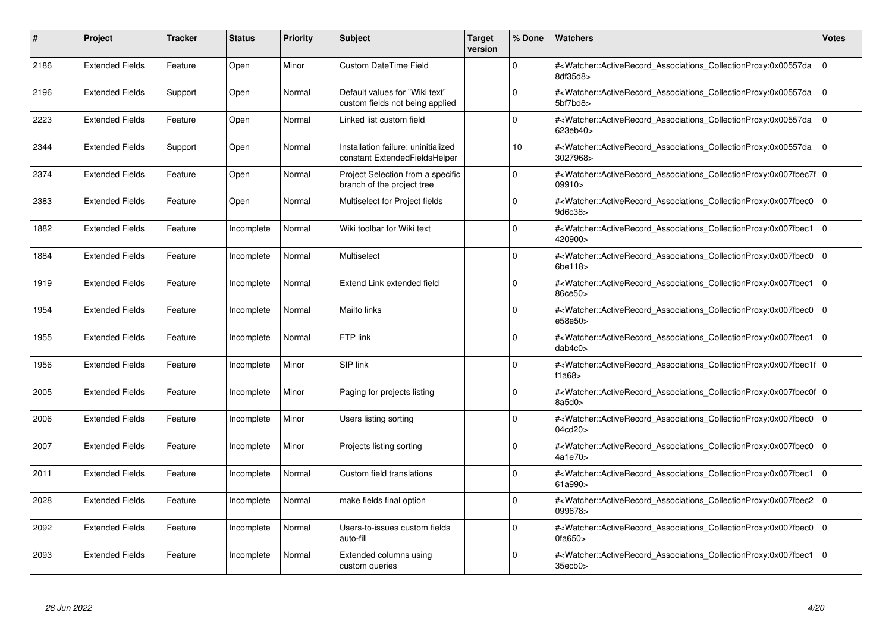| # | Project | Tracker | Status | Priority | Subject | Target version | % Done | Watchers | Votes |
|---|---|---|---|---|---|---|---|---|---|
| 2186 | Extended Fields | Feature | Open | Minor | Custom DateTime Field | | 0 | #<Watcher::ActiveRecord_Associations_CollectionProxy:0x00557da8df35d8> | 0 |
| 2196 | Extended Fields | Support | Open | Normal | Default values for "Wiki text" custom fields not being applied | | 0 | #<Watcher::ActiveRecord_Associations_CollectionProxy:0x00557da5bf7bd8> | 0 |
| 2223 | Extended Fields | Feature | Open | Normal | Linked list custom field | | 0 | #<Watcher::ActiveRecord_Associations_CollectionProxy:0x00557da623eb40> | 0 |
| 2344 | Extended Fields | Support | Open | Normal | Installation failure: uninitialized constant ExtendedFieldsHelper | | 10 | #<Watcher::ActiveRecord_Associations_CollectionProxy:0x00557da3027968> | 0 |
| 2374 | Extended Fields | Feature | Open | Normal | Project Selection from a specific branch of the project tree | | 0 | #<Watcher::ActiveRecord_Associations_CollectionProxy:0x007fbec7f09910> | 0 |
| 2383 | Extended Fields | Feature | Open | Normal | Multiselect for Project fields | | 0 | #<Watcher::ActiveRecord_Associations_CollectionProxy:0x007fbec09d6c38> | 0 |
| 1882 | Extended Fields | Feature | Incomplete | Normal | Wiki toolbar for Wiki text | | 0 | #<Watcher::ActiveRecord_Associations_CollectionProxy:0x007fbec1420900> | 0 |
| 1884 | Extended Fields | Feature | Incomplete | Normal | Multiselect | | 0 | #<Watcher::ActiveRecord_Associations_CollectionProxy:0x007fbec06be118> | 0 |
| 1919 | Extended Fields | Feature | Incomplete | Normal | Extend Link extended field | | 0 | #<Watcher::ActiveRecord_Associations_CollectionProxy:0x007fbec186ce50> | 0 |
| 1954 | Extended Fields | Feature | Incomplete | Normal | Mailto links | | 0 | #<Watcher::ActiveRecord_Associations_CollectionProxy:0x007fbec0e58e50> | 0 |
| 1955 | Extended Fields | Feature | Incomplete | Normal | FTP link | | 0 | #<Watcher::ActiveRecord_Associations_CollectionProxy:0x007fbec1dab4c0> | 0 |
| 1956 | Extended Fields | Feature | Incomplete | Minor | SIP link | | 0 | #<Watcher::ActiveRecord_Associations_CollectionProxy:0x007fbec1ff1a68> | 0 |
| 2005 | Extended Fields | Feature | Incomplete | Minor | Paging for projects listing | | 0 | #<Watcher::ActiveRecord_Associations_CollectionProxy:0x007fbec0f8a5d0> | 0 |
| 2006 | Extended Fields | Feature | Incomplete | Minor | Users listing sorting | | 0 | #<Watcher::ActiveRecord_Associations_CollectionProxy:0x007fbec004cd20> | 0 |
| 2007 | Extended Fields | Feature | Incomplete | Minor | Projects listing sorting | | 0 | #<Watcher::ActiveRecord_Associations_CollectionProxy:0x007fbec04a1e70> | 0 |
| 2011 | Extended Fields | Feature | Incomplete | Normal | Custom field translations | | 0 | #<Watcher::ActiveRecord_Associations_CollectionProxy:0x007fbec161a990> | 0 |
| 2028 | Extended Fields | Feature | Incomplete | Normal | make fields final option | | 0 | #<Watcher::ActiveRecord_Associations_CollectionProxy:0x007fbec2099678> | 0 |
| 2092 | Extended Fields | Feature | Incomplete | Normal | Users-to-issues custom fields auto-fill | | 0 | #<Watcher::ActiveRecord_Associations_CollectionProxy:0x007fbec00fa650> | 0 |
| 2093 | Extended Fields | Feature | Incomplete | Normal | Extended columns using custom queries | | 0 | #<Watcher::ActiveRecord_Associations_CollectionProxy:0x007fbec135ecb0> | 0 |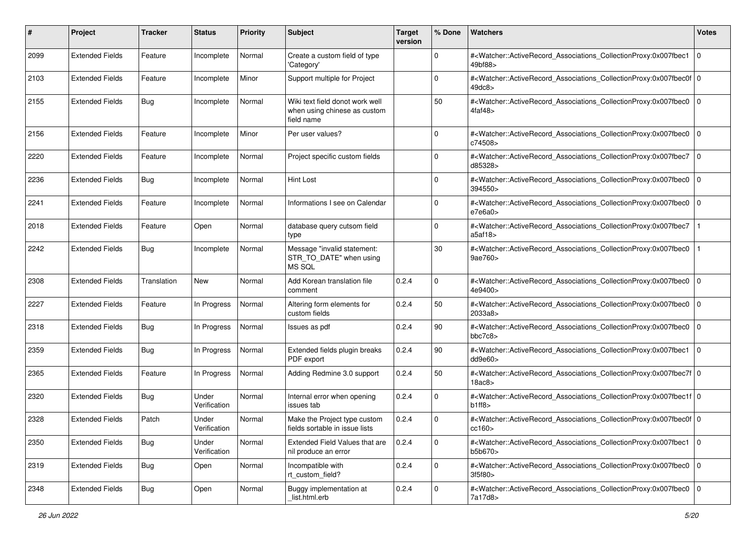| # | Project | Tracker | Status | Priority | Subject | Target version | % Done | Watchers | Votes |
|---|---|---|---|---|---|---|---|---|---|
| 2099 | Extended Fields | Feature | Incomplete | Normal | Create a custom field of type 'Category' | | 0 | #<Watcher::ActiveRecord_Associations_CollectionProxy:0x007fbec149bf88> | 0 |
| 2103 | Extended Fields | Feature | Incomplete | Minor | Support multiple for Project | | 0 | #<Watcher::ActiveRecord_Associations_CollectionProxy:0x007fbec0f49dc8> | 0 |
| 2155 | Extended Fields | Bug | Incomplete | Normal | Wiki text field donot work well when using chinese as custom field name | | 50 | #<Watcher::ActiveRecord_Associations_CollectionProxy:0x007fbec04faf48> | 0 |
| 2156 | Extended Fields | Feature | Incomplete | Minor | Per user values? | | 0 | #<Watcher::ActiveRecord_Associations_CollectionProxy:0x007fbec0c74508> | 0 |
| 2220 | Extended Fields | Feature | Incomplete | Normal | Project specific custom fields | | 0 | #<Watcher::ActiveRecord_Associations_CollectionProxy:0x007fbec7d85328> | 0 |
| 2236 | Extended Fields | Bug | Incomplete | Normal | Hint Lost | | 0 | #<Watcher::ActiveRecord_Associations_CollectionProxy:0x007fbec0394550> | 0 |
| 2241 | Extended Fields | Feature | Incomplete | Normal | Informations I see on Calendar | | 0 | #<Watcher::ActiveRecord_Associations_CollectionProxy:0x007fbec0e7e6a0> | 0 |
| 2018 | Extended Fields | Feature | Open | Normal | database query cutsom field type | | 0 | #<Watcher::ActiveRecord_Associations_CollectionProxy:0x007fbec7a5af18> | 1 |
| 2242 | Extended Fields | Bug | Incomplete | Normal | Message "invalid statement: STR_TO_DATE" when using MS SQL | | 30 | #<Watcher::ActiveRecord_Associations_CollectionProxy:0x007fbec09ae760> | 1 |
| 2308 | Extended Fields | Translation | New | Normal | Add Korean translation file comment | 0.2.4 | 0 | #<Watcher::ActiveRecord_Associations_CollectionProxy:0x007fbec04e9400> | 0 |
| 2227 | Extended Fields | Feature | In Progress | Normal | Altering form elements for custom fields | 0.2.4 | 50 | #<Watcher::ActiveRecord_Associations_CollectionProxy:0x007fbec02033a8> | 0 |
| 2318 | Extended Fields | Bug | In Progress | Normal | Issues as pdf | 0.2.4 | 90 | #<Watcher::ActiveRecord_Associations_CollectionProxy:0x007fbec0bbc7c8> | 0 |
| 2359 | Extended Fields | Bug | In Progress | Normal | Extended fields plugin breaks PDF export | 0.2.4 | 90 | #<Watcher::ActiveRecord_Associations_CollectionProxy:0x007fbec1dd9e60> | 0 |
| 2365 | Extended Fields | Feature | In Progress | Normal | Adding Redmine 3.0 support | 0.2.4 | 50 | #<Watcher::ActiveRecord_Associations_CollectionProxy:0x007fbec7f18ac8> | 0 |
| 2320 | Extended Fields | Bug | Under Verification | Normal | Internal error when opening issues tab | 0.2.4 | 0 | #<Watcher::ActiveRecord_Associations_CollectionProxy:0x007fbec1fb1ff8> | 0 |
| 2328 | Extended Fields | Patch | Under Verification | Normal | Make the Project type custom fields sortable in issue lists | 0.2.4 | 0 | #<Watcher::ActiveRecord_Associations_CollectionProxy:0x007fbec0fcc160> | 0 |
| 2350 | Extended Fields | Bug | Under Verification | Normal | Extended Field Values that are nil produce an error | 0.2.4 | 0 | #<Watcher::ActiveRecord_Associations_CollectionProxy:0x007fbec1b5b670> | 0 |
| 2319 | Extended Fields | Bug | Open | Normal | Incompatible with rt_custom_field? | 0.2.4 | 0 | #<Watcher::ActiveRecord_Associations_CollectionProxy:0x007fbec03f5f80> | 0 |
| 2348 | Extended Fields | Bug | Open | Normal | Buggy implementation at _list.html.erb | 0.2.4 | 0 | #<Watcher::ActiveRecord_Associations_CollectionProxy:0x007fbec07a17d8> | 0 |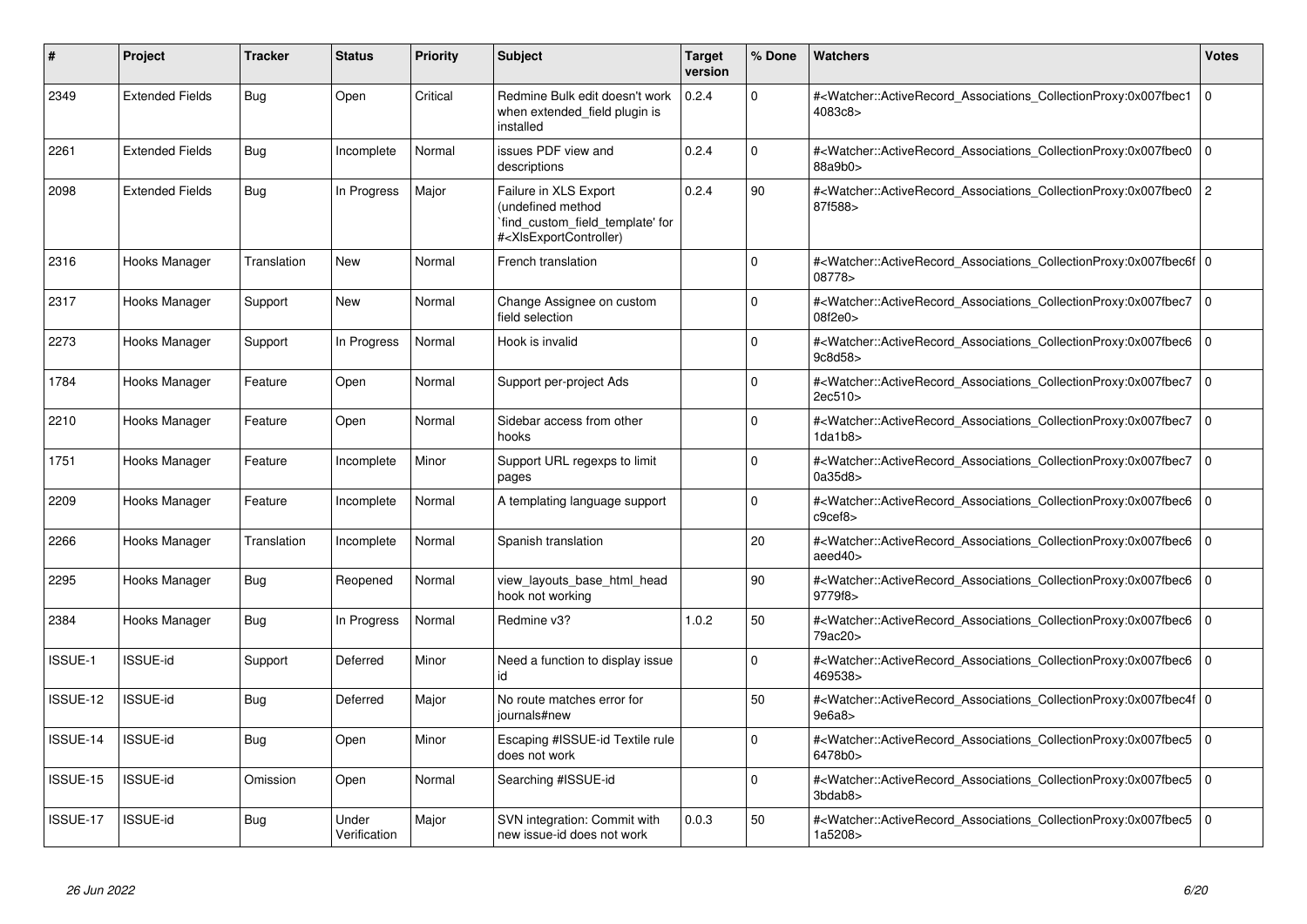| # | Project | Tracker | Status | Priority | Subject | Target version | % Done | Watchers | Votes |
|---|---|---|---|---|---|---|---|---|---|
| 2349 | Extended Fields | Bug | Open | Critical | Redmine Bulk edit doesn't work when extended_field plugin is installed | 0.2.4 | 0 | #<Watcher::ActiveRecord_Associations_CollectionProxy:0x007fbec14083c8> | 0 |
| 2261 | Extended Fields | Bug | Incomplete | Normal | issues PDF view and descriptions | 0.2.4 | 0 | #<Watcher::ActiveRecord_Associations_CollectionProxy:0x007fbec088a9b0> | 0 |
| 2098 | Extended Fields | Bug | In Progress | Major | Failure in XLS Export (undefined method `find_custom_field_template' for #<XlsExportController) | 0.2.4 | 90 | #<Watcher::ActiveRecord_Associations_CollectionProxy:0x007fbec087f588> | 2 |
| 2316 | Hooks Manager | Translation | New | Normal | French translation | | 0 | #<Watcher::ActiveRecord_Associations_CollectionProxy:0x007fbec6f08778> | 0 |
| 2317 | Hooks Manager | Support | New | Normal | Change Assignee on custom field selection | | 0 | #<Watcher::ActiveRecord_Associations_CollectionProxy:0x007fbec708f2e0> | 0 |
| 2273 | Hooks Manager | Support | In Progress | Normal | Hook is invalid | | 0 | #<Watcher::ActiveRecord_Associations_CollectionProxy:0x007fbec69c8d58> | 0 |
| 1784 | Hooks Manager | Feature | Open | Normal | Support per-project Ads | | 0 | #<Watcher::ActiveRecord_Associations_CollectionProxy:0x007fbec72ec510> | 0 |
| 2210 | Hooks Manager | Feature | Open | Normal | Sidebar access from other hooks | | 0 | #<Watcher::ActiveRecord_Associations_CollectionProxy:0x007fbec71da1b8> | 0 |
| 1751 | Hooks Manager | Feature | Incomplete | Minor | Support URL regexps to limit pages | | 0 | #<Watcher::ActiveRecord_Associations_CollectionProxy:0x007fbec70a35d8> | 0 |
| 2209 | Hooks Manager | Feature | Incomplete | Normal | A templating language support | | 0 | #<Watcher::ActiveRecord_Associations_CollectionProxy:0x007fbec6c9cef8> | 0 |
| 2266 | Hooks Manager | Translation | Incomplete | Normal | Spanish translation | | 20 | #<Watcher::ActiveRecord_Associations_CollectionProxy:0x007fbec6aeed40> | 0 |
| 2295 | Hooks Manager | Bug | Reopened | Normal | view_layouts_base_html_head hook not working | | 90 | #<Watcher::ActiveRecord_Associations_CollectionProxy:0x007fbec69779f8> | 0 |
| 2384 | Hooks Manager | Bug | In Progress | Normal | Redmine v3? | 1.0.2 | 50 | #<Watcher::ActiveRecord_Associations_CollectionProxy:0x007fbec679ac20> | 0 |
| ISSUE-1 | ISSUE-id | Support | Deferred | Minor | Need a function to display issue id | | 0 | #<Watcher::ActiveRecord_Associations_CollectionProxy:0x007fbec6469538> | 0 |
| ISSUE-12 | ISSUE-id | Bug | Deferred | Major | No route matches error for journals#new | | 50 | #<Watcher::ActiveRecord_Associations_CollectionProxy:0x007fbec4f9e6a8> | 0 |
| ISSUE-14 | ISSUE-id | Bug | Open | Minor | Escaping #ISSUE-id Textile rule does not work | | 0 | #<Watcher::ActiveRecord_Associations_CollectionProxy:0x007fbec56478b0> | 0 |
| ISSUE-15 | ISSUE-id | Omission | Open | Normal | Searching #ISSUE-id | | 0 | #<Watcher::ActiveRecord_Associations_CollectionProxy:0x007fbec53bdab8> | 0 |
| ISSUE-17 | ISSUE-id | Bug | Under Verification | Major | SVN integration: Commit with new issue-id does not work | 0.0.3 | 50 | #<Watcher::ActiveRecord_Associations_CollectionProxy:0x007fbec51a5208> | 0 |

*26 Jun 2022*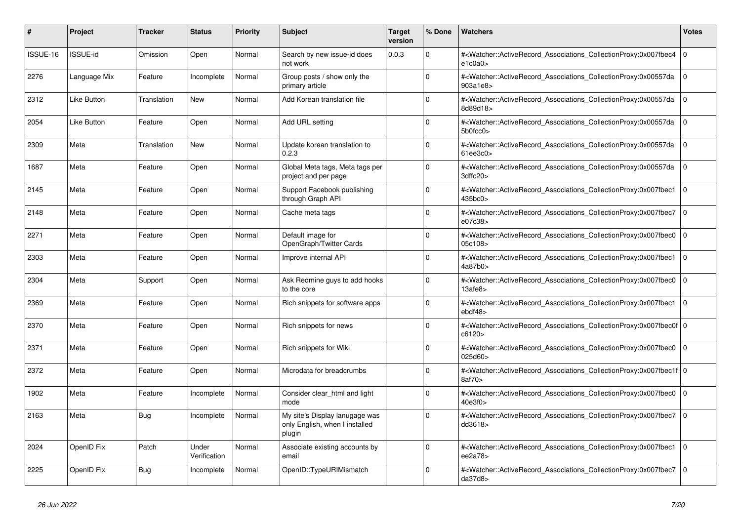| # | Project | Tracker | Status | Priority | Subject | Target version | % Done | Watchers | Votes |
|---|---|---|---|---|---|---|---|---|---|
| ISSUE-16 | ISSUE-id | Omission | Open | Normal | Search by new issue-id does not work | 0.0.3 | 0 | #<Watcher::ActiveRecord_Associations_CollectionProxy:0x007fbec4e1c0a0> | 0 |
| 2276 | Language Mix | Feature | Incomplete | Normal | Group posts / show only the primary article | | 0 | #<Watcher::ActiveRecord_Associations_CollectionProxy:0x00557da903a1e8> | 0 |
| 2312 | Like Button | Translation | New | Normal | Add Korean translation file | | 0 | #<Watcher::ActiveRecord_Associations_CollectionProxy:0x00557da8d89d18> | 0 |
| 2054 | Like Button | Feature | Open | Normal | Add URL setting | | 0 | #<Watcher::ActiveRecord_Associations_CollectionProxy:0x00557da5b0fcc0> | 0 |
| 2309 | Meta | Translation | New | Normal | Update korean translation to 0.2.3 | | 0 | #<Watcher::ActiveRecord_Associations_CollectionProxy:0x00557da61ee3c0> | 0 |
| 1687 | Meta | Feature | Open | Normal | Global Meta tags, Meta tags per project and per page | | 0 | #<Watcher::ActiveRecord_Associations_CollectionProxy:0x00557da3dffc20> | 0 |
| 2145 | Meta | Feature | Open | Normal | Support Facebook publishing through Graph API | | 0 | #<Watcher::ActiveRecord_Associations_CollectionProxy:0x007fbec1435bc0> | 0 |
| 2148 | Meta | Feature | Open | Normal | Cache meta tags | | 0 | #<Watcher::ActiveRecord_Associations_CollectionProxy:0x007fbec7e07c38> | 0 |
| 2271 | Meta | Feature | Open | Normal | Default image for OpenGraph/Twitter Cards | | 0 | #<Watcher::ActiveRecord_Associations_CollectionProxy:0x007fbec005c108> | 0 |
| 2303 | Meta | Feature | Open | Normal | Improve internal API | | 0 | #<Watcher::ActiveRecord_Associations_CollectionProxy:0x007fbec14a87b0> | 0 |
| 2304 | Meta | Support | Open | Normal | Ask Redmine guys to add hooks to the core | | 0 | #<Watcher::ActiveRecord_Associations_CollectionProxy:0x007fbec013afe8> | 0 |
| 2369 | Meta | Feature | Open | Normal | Rich snippets for software apps | | 0 | #<Watcher::ActiveRecord_Associations_CollectionProxy:0x007fbec1ebdf48> | 0 |
| 2370 | Meta | Feature | Open | Normal | Rich snippets for news | | 0 | #<Watcher::ActiveRecord_Associations_CollectionProxy:0x007fbec0fc6120> | 0 |
| 2371 | Meta | Feature | Open | Normal | Rich snippets for Wiki | | 0 | #<Watcher::ActiveRecord_Associations_CollectionProxy:0x007fbec0025d60> | 0 |
| 2372 | Meta | Feature | Open | Normal | Microdata for breadcrumbs | | 0 | #<Watcher::ActiveRecord_Associations_CollectionProxy:0x007fbec1f8af70> | 0 |
| 1902 | Meta | Feature | Incomplete | Normal | Consider clear_html and light mode | | 0 | #<Watcher::ActiveRecord_Associations_CollectionProxy:0x007fbec040e3f0> | 0 |
| 2163 | Meta | Bug | Incomplete | Normal | My site's Display lanugage was only English, when I installed plugin | | 0 | #<Watcher::ActiveRecord_Associations_CollectionProxy:0x007fbec7dd3618> | 0 |
| 2024 | OpenID Fix | Patch | Under Verification | Normal | Associate existing accounts by email | | 0 | #<Watcher::ActiveRecord_Associations_CollectionProxy:0x007fbec1ee2a78> | 0 |
| 2225 | OpenID Fix | Bug | Incomplete | Normal | OpenID::TypeURIMismatch | | 0 | #<Watcher::ActiveRecord_Associations_CollectionProxy:0x007fbec7da37d8> | 0 |

*26 Jun 2022*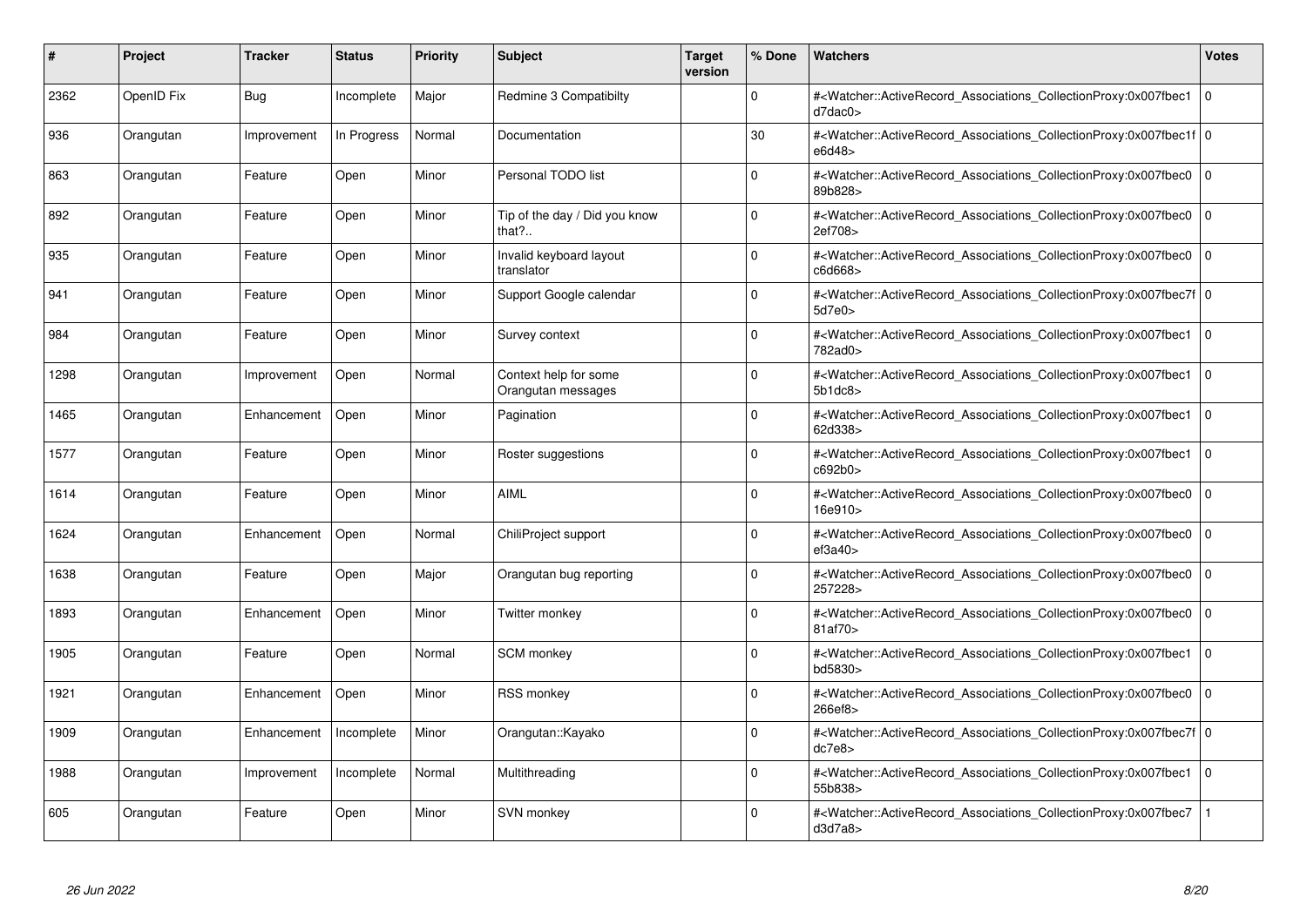| # | Project | Tracker | Status | Priority | Subject | Target version | % Done | Watchers | Votes |
|---|---|---|---|---|---|---|---|---|---|
| 2362 | OpenID Fix | Bug | Incomplete | Major | Redmine 3 Compatibilty | | 0 | #<Watcher::ActiveRecord_Associations_CollectionProxy:0x007fbec1d7dac0> | 0 |
| 936 | Orangutan | Improvement | In Progress | Normal | Documentation | | 30 | #<Watcher::ActiveRecord_Associations_CollectionProxy:0x007fbec1fe6d48> | 0 |
| 863 | Orangutan | Feature | Open | Minor | Personal TODO list | | 0 | #<Watcher::ActiveRecord_Associations_CollectionProxy:0x007fbec089b828> | 0 |
| 892 | Orangutan | Feature | Open | Minor | Tip of the day / Did you know that?.. | | 0 | #<Watcher::ActiveRecord_Associations_CollectionProxy:0x007fbec02ef708> | 0 |
| 935 | Orangutan | Feature | Open | Minor | Invalid keyboard layout translator | | 0 | #<Watcher::ActiveRecord_Associations_CollectionProxy:0x007fbec0c6d668> | 0 |
| 941 | Orangutan | Feature | Open | Minor | Support Google calendar | | 0 | #<Watcher::ActiveRecord_Associations_CollectionProxy:0x007fbec7f5d7e0> | 0 |
| 984 | Orangutan | Feature | Open | Minor | Survey context | | 0 | #<Watcher::ActiveRecord_Associations_CollectionProxy:0x007fbec1782ad0> | 0 |
| 1298 | Orangutan | Improvement | Open | Normal | Context help for some Orangutan messages | | 0 | #<Watcher::ActiveRecord_Associations_CollectionProxy:0x007fbec15b1dc8> | 0 |
| 1465 | Orangutan | Enhancement | Open | Minor | Pagination | | 0 | #<Watcher::ActiveRecord_Associations_CollectionProxy:0x007fbec162d338> | 0 |
| 1577 | Orangutan | Feature | Open | Minor | Roster suggestions | | 0 | #<Watcher::ActiveRecord_Associations_CollectionProxy:0x007fbec1c692b0> | 0 |
| 1614 | Orangutan | Feature | Open | Minor | AIML | | 0 | #<Watcher::ActiveRecord_Associations_CollectionProxy:0x007fbec016e910> | 0 |
| 1624 | Orangutan | Enhancement | Open | Normal | ChiliProject support | | 0 | #<Watcher::ActiveRecord_Associations_CollectionProxy:0x007fbec0ef3a40> | 0 |
| 1638 | Orangutan | Feature | Open | Major | Orangutan bug reporting | | 0 | #<Watcher::ActiveRecord_Associations_CollectionProxy:0x007fbec0257228> | 0 |
| 1893 | Orangutan | Enhancement | Open | Minor | Twitter monkey | | 0 | #<Watcher::ActiveRecord_Associations_CollectionProxy:0x007fbec081af70> | 0 |
| 1905 | Orangutan | Feature | Open | Normal | SCM monkey | | 0 | #<Watcher::ActiveRecord_Associations_CollectionProxy:0x007fbec1bd5830> | 0 |
| 1921 | Orangutan | Enhancement | Open | Minor | RSS monkey | | 0 | #<Watcher::ActiveRecord_Associations_CollectionProxy:0x007fbec0266ef8> | 0 |
| 1909 | Orangutan | Enhancement | Incomplete | Minor | Orangutan::Kayako | | 0 | #<Watcher::ActiveRecord_Associations_CollectionProxy:0x007fbec7fdc7e8> | 0 |
| 1988 | Orangutan | Improvement | Incomplete | Normal | Multithreading | | 0 | #<Watcher::ActiveRecord_Associations_CollectionProxy:0x007fbec155b838> | 0 |
| 605 | Orangutan | Feature | Open | Minor | SVN monkey | | 0 | #<Watcher::ActiveRecord_Associations_CollectionProxy:0x007fbec7d3d7a8> | 1 |

*26 Jun 2022*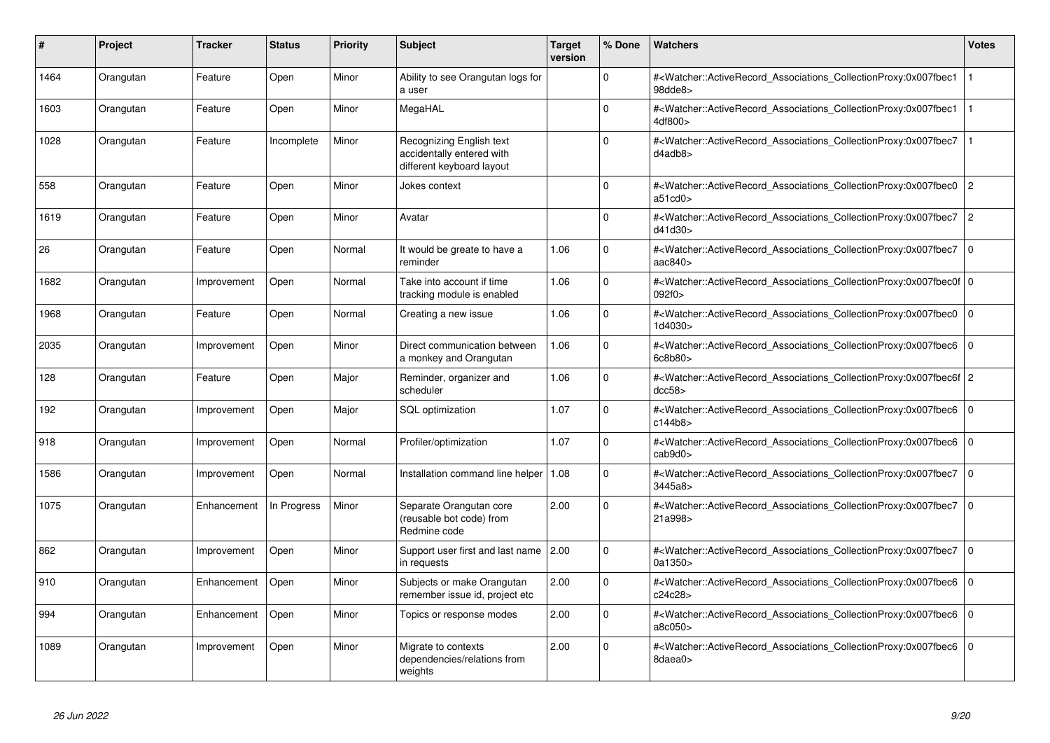| # | Project | Tracker | Status | Priority | Subject | Target version | % Done | Watchers | Votes |
|---|---|---|---|---|---|---|---|---|---|
| 1464 | Orangutan | Feature | Open | Minor | Ability to see Orangutan logs for a user | | 0 | #<Watcher::ActiveRecord_Associations_CollectionProxy:0x007fbec198dde8> | 1 |
| 1603 | Orangutan | Feature | Open | Minor | MegaHAL | | 0 | #<Watcher::ActiveRecord_Associations_CollectionProxy:0x007fbec14df800> | 1 |
| 1028 | Orangutan | Feature | Incomplete | Minor | Recognizing English text accidentally entered with different keyboard layout | | 0 | #<Watcher::ActiveRecord_Associations_CollectionProxy:0x007fbec7d4adb8> | 1 |
| 558 | Orangutan | Feature | Open | Minor | Jokes context | | 0 | #<Watcher::ActiveRecord_Associations_CollectionProxy:0x007fbec0a51cd0> | 2 |
| 1619 | Orangutan | Feature | Open | Minor | Avatar | | 0 | #<Watcher::ActiveRecord_Associations_CollectionProxy:0x007fbec7d41d30> | 2 |
| 26 | Orangutan | Feature | Open | Normal | It would be greate to have a reminder | 1.06 | 0 | #<Watcher::ActiveRecord_Associations_CollectionProxy:0x007fbec7aac840> | 0 |
| 1682 | Orangutan | Improvement | Open | Normal | Take into account if time tracking module is enabled | 1.06 | 0 | #<Watcher::ActiveRecord_Associations_CollectionProxy:0x007fbec0f092f0> | 0 |
| 1968 | Orangutan | Feature | Open | Normal | Creating a new issue | 1.06 | 0 | #<Watcher::ActiveRecord_Associations_CollectionProxy:0x007fbec01d4030> | 0 |
| 2035 | Orangutan | Improvement | Open | Minor | Direct communication between a monkey and Orangutan | 1.06 | 0 | #<Watcher::ActiveRecord_Associations_CollectionProxy:0x007fbec66c8b80> | 0 |
| 128 | Orangutan | Feature | Open | Major | Reminder, organizer and scheduler | 1.06 | 0 | #<Watcher::ActiveRecord_Associations_CollectionProxy:0x007fbec6fdcc58> | 2 |
| 192 | Orangutan | Improvement | Open | Major | SQL optimization | 1.07 | 0 | #<Watcher::ActiveRecord_Associations_CollectionProxy:0x007fbec6c144b8> | 0 |
| 918 | Orangutan | Improvement | Open | Normal | Profiler/optimization | 1.07 | 0 | #<Watcher::ActiveRecord_Associations_CollectionProxy:0x007fbec6cab9d0> | 0 |
| 1586 | Orangutan | Improvement | Open | Normal | Installation command line helper | 1.08 | 0 | #<Watcher::ActiveRecord_Associations_CollectionProxy:0x007fbec73445a8> | 0 |
| 1075 | Orangutan | Enhancement | In Progress | Minor | Separate Orangutan core (reusable bot code) from Redmine code | 2.00 | 0 | #<Watcher::ActiveRecord_Associations_CollectionProxy:0x007fbec721a998> | 0 |
| 862 | Orangutan | Improvement | Open | Minor | Support user first and last name in requests | 2.00 | 0 | #<Watcher::ActiveRecord_Associations_CollectionProxy:0x007fbec70a1350> | 0 |
| 910 | Orangutan | Enhancement | Open | Minor | Subjects or make Orangutan remember issue id, project etc | 2.00 | 0 | #<Watcher::ActiveRecord_Associations_CollectionProxy:0x007fbec6c24c28> | 0 |
| 994 | Orangutan | Enhancement | Open | Minor | Topics or response modes | 2.00 | 0 | #<Watcher::ActiveRecord_Associations_CollectionProxy:0x007fbec6a8c050> | 0 |
| 1089 | Orangutan | Improvement | Open | Minor | Migrate to contexts dependencies/relations from weights | 2.00 | 0 | #<Watcher::ActiveRecord_Associations_CollectionProxy:0x007fbec68daea0> | 0 |

*26 Jun 2022*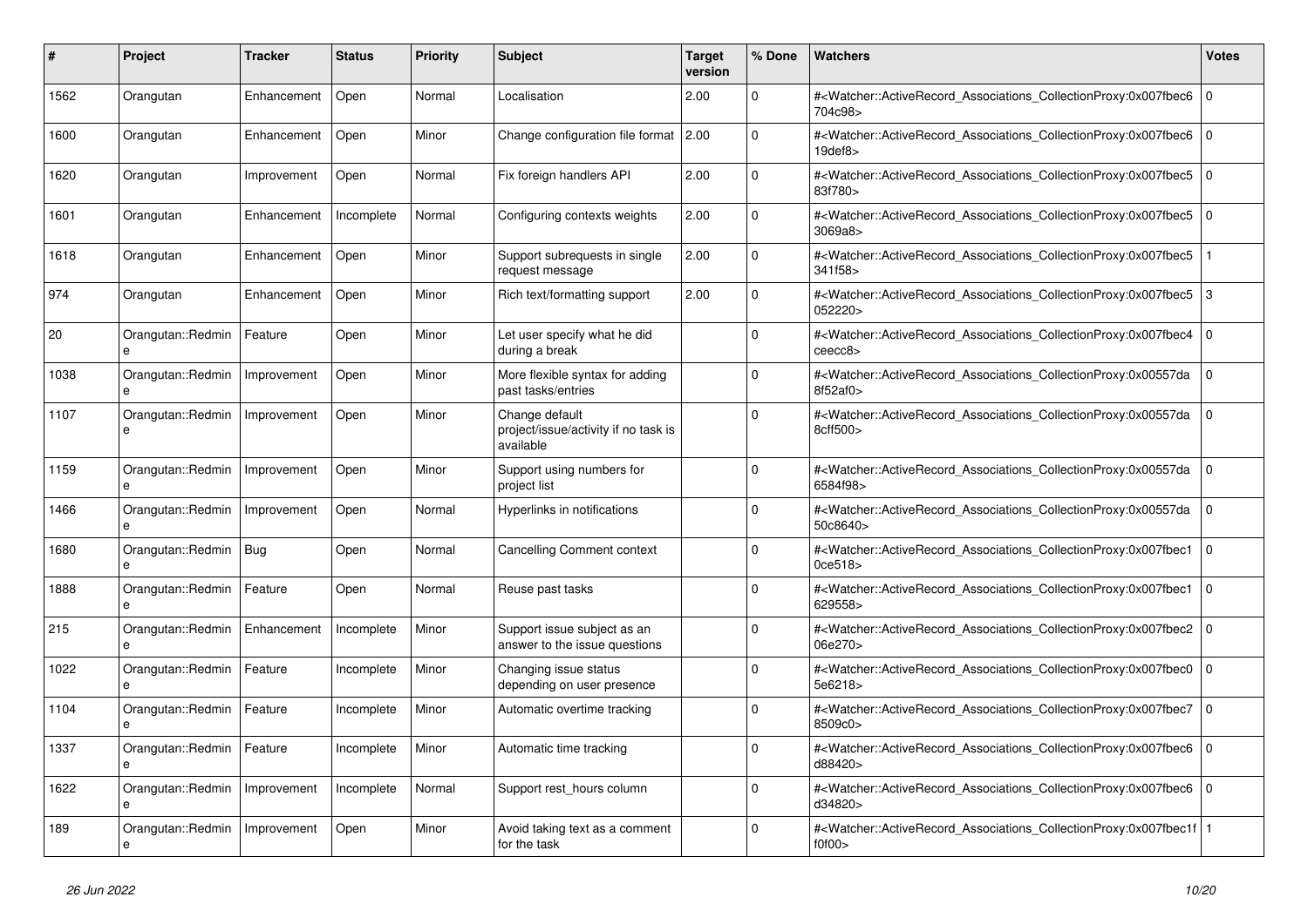| # | Project | Tracker | Status | Priority | Subject | Target version | % Done | Watchers | Votes |
|---|---|---|---|---|---|---|---|---|---|
| 1562 | Orangutan | Enhancement | Open | Normal | Localisation | 2.00 | 0 | #<Watcher::ActiveRecord_Associations_CollectionProxy:0x007fbec6704c98> | 0 |
| 1600 | Orangutan | Enhancement | Open | Minor | Change configuration file format | 2.00 | 0 | #<Watcher::ActiveRecord_Associations_CollectionProxy:0x007fbec619def8> | 0 |
| 1620 | Orangutan | Improvement | Open | Normal | Fix foreign handlers API | 2.00 | 0 | #<Watcher::ActiveRecord_Associations_CollectionProxy:0x007fbec583f780> | 0 |
| 1601 | Orangutan | Enhancement | Incomplete | Normal | Configuring contexts weights | 2.00 | 0 | #<Watcher::ActiveRecord_Associations_CollectionProxy:0x007fbec53069a8> | 0 |
| 1618 | Orangutan | Enhancement | Open | Minor | Support subrequests in single request message | 2.00 | 0 | #<Watcher::ActiveRecord_Associations_CollectionProxy:0x007fbec5341f58> | 1 |
| 974 | Orangutan | Enhancement | Open | Minor | Rich text/formatting support | 2.00 | 0 | #<Watcher::ActiveRecord_Associations_CollectionProxy:0x007fbec5052220> | 3 |
| 20 | Orangutan::Redmine | Feature | Open | Minor | Let user specify what he did during a break | | 0 | #<Watcher::ActiveRecord_Associations_CollectionProxy:0x007fbec4ceecc8> | 0 |
| 1038 | Orangutan::Redmine | Improvement | Open | Minor | More flexible syntax for adding past tasks/entries | | 0 | #<Watcher::ActiveRecord_Associations_CollectionProxy:0x00557da8f52af0> | 0 |
| 1107 | Orangutan::Redmine | Improvement | Open | Minor | Change default project/issue/activity if no task is available | | 0 | #<Watcher::ActiveRecord_Associations_CollectionProxy:0x00557da8cff500> | 0 |
| 1159 | Orangutan::Redmine | Improvement | Open | Minor | Support using numbers for project list | | 0 | #<Watcher::ActiveRecord_Associations_CollectionProxy:0x00557da6584f98> | 0 |
| 1466 | Orangutan::Redmine | Improvement | Open | Normal | Hyperlinks in notifications | | 0 | #<Watcher::ActiveRecord_Associations_CollectionProxy:0x00557da50c8640> | 0 |
| 1680 | Orangutan::Redmine | Bug | Open | Normal | Cancelling Comment context | | 0 | #<Watcher::ActiveRecord_Associations_CollectionProxy:0x007fbec10ce518> | 0 |
| 1888 | Orangutan::Redmine | Feature | Open | Normal | Reuse past tasks | | 0 | #<Watcher::ActiveRecord_Associations_CollectionProxy:0x007fbec1629558> | 0 |
| 215 | Orangutan::Redmine | Enhancement | Incomplete | Minor | Support issue subject as an answer to the issue questions | | 0 | #<Watcher::ActiveRecord_Associations_CollectionProxy:0x007fbec206e270> | 0 |
| 1022 | Orangutan::Redmine | Feature | Incomplete | Minor | Changing issue status depending on user presence | | 0 | #<Watcher::ActiveRecord_Associations_CollectionProxy:0x007fbec05e6218> | 0 |
| 1104 | Orangutan::Redmine | Feature | Incomplete | Minor | Automatic overtime tracking | | 0 | #<Watcher::ActiveRecord_Associations_CollectionProxy:0x007fbec78509c0> | 0 |
| 1337 | Orangutan::Redmine | Feature | Incomplete | Minor | Automatic time tracking | | 0 | #<Watcher::ActiveRecord_Associations_CollectionProxy:0x007fbec6d88420> | 0 |
| 1622 | Orangutan::Redmine | Improvement | Incomplete | Normal | Support rest_hours column | | 0 | #<Watcher::ActiveRecord_Associations_CollectionProxy:0x007fbec6d34820> | 0 |
| 189 | Orangutan::Redmine | Improvement | Open | Minor | Avoid taking text as a comment for the task | | 0 | #<Watcher::ActiveRecord_Associations_CollectionProxy:0x007fbec1ff0f00> | 1 |

*26 Jun 2022*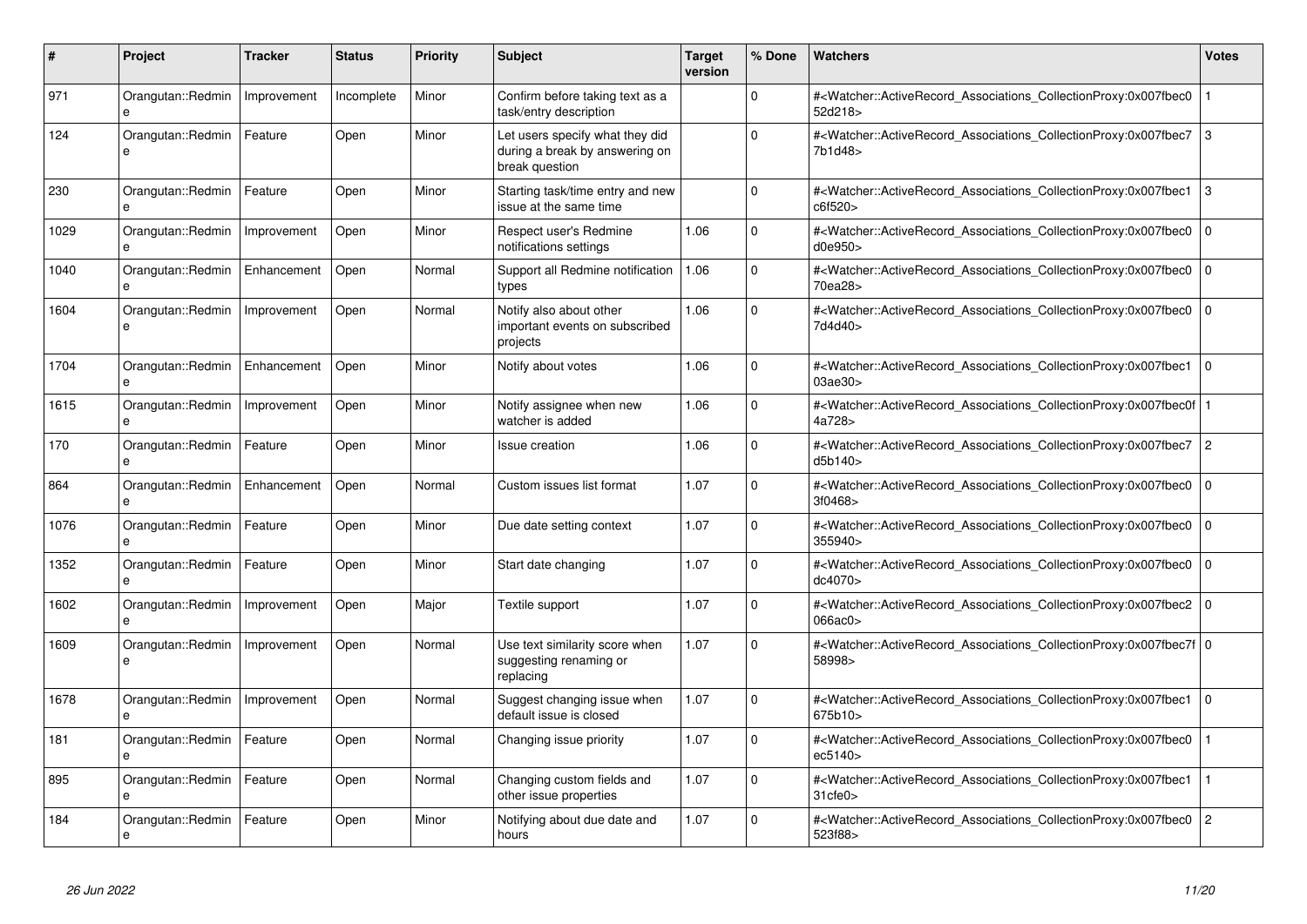| # | Project | Tracker | Status | Priority | Subject | Target version | % Done | Watchers | Votes |
|---|---|---|---|---|---|---|---|---|---|
| 971 | Orangutan::Redmine | Improvement | Incomplete | Minor | Confirm before taking text as a task/entry description | | 0 | #<Watcher::ActiveRecord_Associations_CollectionProxy:0x007fbec052d218> | 1 |
| 124 | Orangutan::Redmine | Feature | Open | Minor | Let users specify what they did during a break by answering on break question | | 0 | #<Watcher::ActiveRecord_Associations_CollectionProxy:0x007fbec77b1d48> | 3 |
| 230 | Orangutan::Redmine | Feature | Open | Minor | Starting task/time entry and new issue at the same time | | 0 | #<Watcher::ActiveRecord_Associations_CollectionProxy:0x007fbec1c6f520> | 3 |
| 1029 | Orangutan::Redmine | Improvement | Open | Minor | Respect user's Redmine notifications settings | 1.06 | 0 | #<Watcher::ActiveRecord_Associations_CollectionProxy:0x007fbec0d0e950> | 0 |
| 1040 | Orangutan::Redmine | Enhancement | Open | Normal | Support all Redmine notification types | 1.06 | 0 | #<Watcher::ActiveRecord_Associations_CollectionProxy:0x007fbec070ea28> | 0 |
| 1604 | Orangutan::Redmine | Improvement | Open | Normal | Notify also about other important events on subscribed projects | 1.06 | 0 | #<Watcher::ActiveRecord_Associations_CollectionProxy:0x007fbec07d4d40> | 0 |
| 1704 | Orangutan::Redmine | Enhancement | Open | Minor | Notify about votes | 1.06 | 0 | #<Watcher::ActiveRecord_Associations_CollectionProxy:0x007fbec103ae30> | 0 |
| 1615 | Orangutan::Redmine | Improvement | Open | Minor | Notify assignee when new watcher is added | 1.06 | 0 | #<Watcher::ActiveRecord_Associations_CollectionProxy:0x007fbec0f4a728> | 1 |
| 170 | Orangutan::Redmine | Feature | Open | Minor | Issue creation | 1.06 | 0 | #<Watcher::ActiveRecord_Associations_CollectionProxy:0x007fbec7d5b140> | 2 |
| 864 | Orangutan::Redmine | Enhancement | Open | Normal | Custom issues list format | 1.07 | 0 | #<Watcher::ActiveRecord_Associations_CollectionProxy:0x007fbec03f0468> | 0 |
| 1076 | Orangutan::Redmine | Feature | Open | Minor | Due date setting context | 1.07 | 0 | #<Watcher::ActiveRecord_Associations_CollectionProxy:0x007fbec0355940> | 0 |
| 1352 | Orangutan::Redmine | Feature | Open | Minor | Start date changing | 1.07 | 0 | #<Watcher::ActiveRecord_Associations_CollectionProxy:0x007fbec0dc4070> | 0 |
| 1602 | Orangutan::Redmine | Improvement | Open | Major | Textile support | 1.07 | 0 | #<Watcher::ActiveRecord_Associations_CollectionProxy:0x007fbec2066ac0> | 0 |
| 1609 | Orangutan::Redmine | Improvement | Open | Normal | Use text similarity score when suggesting renaming or replacing | 1.07 | 0 | #<Watcher::ActiveRecord_Associations_CollectionProxy:0x007fbec7f58998> | 0 |
| 1678 | Orangutan::Redmine | Improvement | Open | Normal | Suggest changing issue when default issue is closed | 1.07 | 0 | #<Watcher::ActiveRecord_Associations_CollectionProxy:0x007fbec1675b10> | 0 |
| 181 | Orangutan::Redmine | Feature | Open | Normal | Changing issue priority | 1.07 | 0 | #<Watcher::ActiveRecord_Associations_CollectionProxy:0x007fbec0ec5140> | 1 |
| 895 | Orangutan::Redmine | Feature | Open | Normal | Changing custom fields and other issue properties | 1.07 | 0 | #<Watcher::ActiveRecord_Associations_CollectionProxy:0x007fbec131cfe0> | 1 |
| 184 | Orangutan::Redmine | Feature | Open | Minor | Notifying about due date and hours | 1.07 | 0 | #<Watcher::ActiveRecord_Associations_CollectionProxy:0x007fbec0523f88> | 2 |

*26 Jun 2022*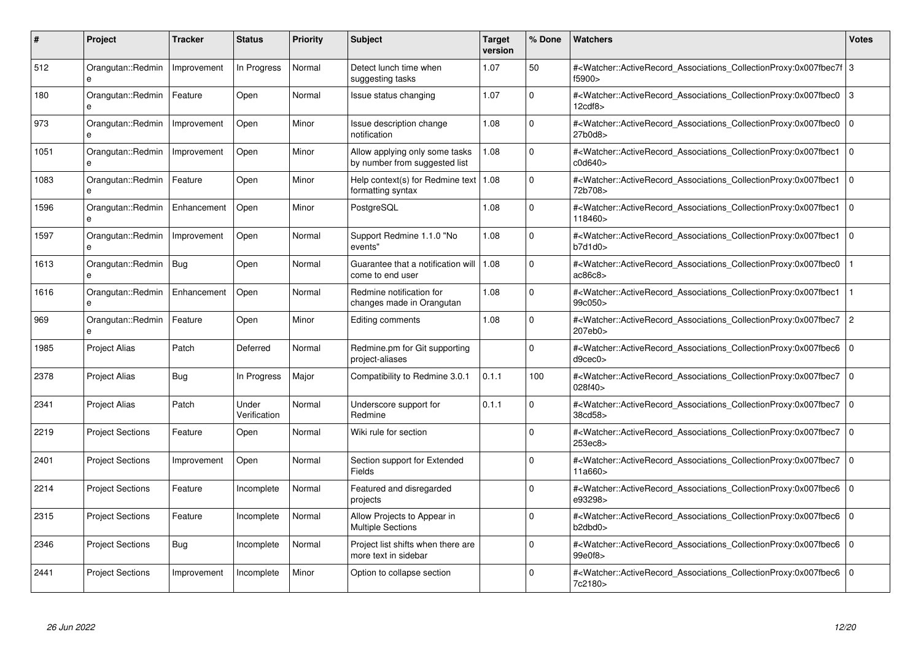| # | Project | Tracker | Status | Priority | Subject | Target version | % Done | Watchers | Votes |
|---|---|---|---|---|---|---|---|---|---|
| 512 | Orangutan::Redmine | Improvement | In Progress | Normal | Detect lunch time when suggesting tasks | 1.07 | 50 | #<Watcher::ActiveRecord_Associations_CollectionProxy:0x007fbec7ff5900> | 3 |
| 180 | Orangutan::Redmine | Feature | Open | Normal | Issue status changing | 1.07 | 0 | #<Watcher::ActiveRecord_Associations_CollectionProxy:0x007fbec012cdf8> | 3 |
| 973 | Orangutan::Redmine | Improvement | Open | Minor | Issue description change notification | 1.08 | 0 | #<Watcher::ActiveRecord_Associations_CollectionProxy:0x007fbec027b0d8> | 0 |
| 1051 | Orangutan::Redmine | Improvement | Open | Minor | Allow applying only some tasks by number from suggested list | 1.08 | 0 | #<Watcher::ActiveRecord_Associations_CollectionProxy:0x007fbec1c0d640> | 0 |
| 1083 | Orangutan::Redmine | Feature | Open | Minor | Help context(s) for Redmine text formatting syntax | 1.08 | 0 | #<Watcher::ActiveRecord_Associations_CollectionProxy:0x007fbec172b708> | 0 |
| 1596 | Orangutan::Redmine | Enhancement | Open | Minor | PostgreSQL | 1.08 | 0 | #<Watcher::ActiveRecord_Associations_CollectionProxy:0x007fbec1118460> | 0 |
| 1597 | Orangutan::Redmine | Improvement | Open | Normal | Support Redmine 1.1.0 "No events" | 1.08 | 0 | #<Watcher::ActiveRecord_Associations_CollectionProxy:0x007fbec1b7d1d0> | 0 |
| 1613 | Orangutan::Redmine | Bug | Open | Normal | Guarantee that a notification will come to end user | 1.08 | 0 | #<Watcher::ActiveRecord_Associations_CollectionProxy:0x007fbec0ac86c8> | 1 |
| 1616 | Orangutan::Redmine | Enhancement | Open | Normal | Redmine notification for changes made in Orangutan | 1.08 | 0 | #<Watcher::ActiveRecord_Associations_CollectionProxy:0x007fbec199c050> | 1 |
| 969 | Orangutan::Redmine | Feature | Open | Minor | Editing comments | 1.08 | 0 | #<Watcher::ActiveRecord_Associations_CollectionProxy:0x007fbec7207eb0> | 2 |
| 1985 | Project Alias | Patch | Deferred | Normal | Redmine.pm for Git supporting project-aliases | | 0 | #<Watcher::ActiveRecord_Associations_CollectionProxy:0x007fbec6d9cec0> | 0 |
| 2378 | Project Alias | Bug | In Progress | Major | Compatibility to Redmine 3.0.1 | 0.1.1 | 100 | #<Watcher::ActiveRecord_Associations_CollectionProxy:0x007fbec7028f40> | 0 |
| 2341 | Project Alias | Patch | Under Verification | Normal | Underscore support for Redmine | 0.1.1 | 0 | #<Watcher::ActiveRecord_Associations_CollectionProxy:0x007fbec738cd58> | 0 |
| 2219 | Project Sections | Feature | Open | Normal | Wiki rule for section | | 0 | #<Watcher::ActiveRecord_Associations_CollectionProxy:0x007fbec7253ec8> | 0 |
| 2401 | Project Sections | Improvement | Open | Normal | Section support for Extended Fields | | 0 | #<Watcher::ActiveRecord_Associations_CollectionProxy:0x007fbec711a660> | 0 |
| 2214 | Project Sections | Feature | Incomplete | Normal | Featured and disregarded projects | | 0 | #<Watcher::ActiveRecord_Associations_CollectionProxy:0x007fbec6e93298> | 0 |
| 2315 | Project Sections | Feature | Incomplete | Normal | Allow Projects to Appear in Multiple Sections | | 0 | #<Watcher::ActiveRecord_Associations_CollectionProxy:0x007fbec6b2dbd0> | 0 |
| 2346 | Project Sections | Bug | Incomplete | Normal | Project list shifts when there are more text in sidebar | | 0 | #<Watcher::ActiveRecord_Associations_CollectionProxy:0x007fbec699e0f8> | 0 |
| 2441 | Project Sections | Improvement | Incomplete | Minor | Option to collapse section | | 0 | #<Watcher::ActiveRecord_Associations_CollectionProxy:0x007fbec67c2180> | 0 |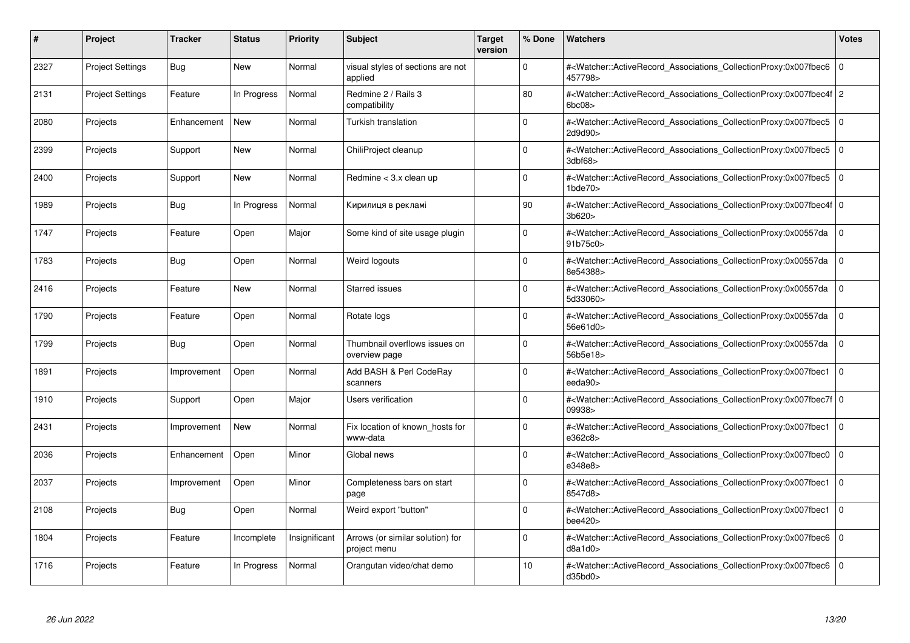| # | Project | Tracker | Status | Priority | Subject | Target version | % Done | Watchers | Votes |
|---|---|---|---|---|---|---|---|---|---|
| 2327 | Project Settings | Bug | New | Normal | visual styles of sections are not applied | | 0 | #<Watcher::ActiveRecord_Associations_CollectionProxy:0x007fbec6457798> | 0 |
| 2131 | Project Settings | Feature | In Progress | Normal | Redmine 2 / Rails 3 compatibility | | 80 | #<Watcher::ActiveRecord_Associations_CollectionProxy:0x007fbec4f6bc08> | 2 |
| 2080 | Projects | Enhancement | New | Normal | Turkish translation | | 0 | #<Watcher::ActiveRecord_Associations_CollectionProxy:0x007fbec52d9d90> | 0 |
| 2399 | Projects | Support | New | Normal | ChiliProject cleanup | | 0 | #<Watcher::ActiveRecord_Associations_CollectionProxy:0x007fbec53dbf68> | 0 |
| 2400 | Projects | Support | New | Normal | Redmine < 3.x clean up | | 0 | #<Watcher::ActiveRecord_Associations_CollectionProxy:0x007fbec51bde70> | 0 |
| 1989 | Projects | Bug | In Progress | Normal | Кирилиця в рекламі | | 90 | #<Watcher::ActiveRecord_Associations_CollectionProxy:0x007fbec4f3b620> | 0 |
| 1747 | Projects | Feature | Open | Major | Some kind of site usage plugin | | 0 | #<Watcher::ActiveRecord_Associations_CollectionProxy:0x00557da91b75c0> | 0 |
| 1783 | Projects | Bug | Open | Normal | Weird logouts | | 0 | #<Watcher::ActiveRecord_Associations_CollectionProxy:0x00557da8e54388> | 0 |
| 2416 | Projects | Feature | New | Normal | Starred issues | | 0 | #<Watcher::ActiveRecord_Associations_CollectionProxy:0x00557da5d33060> | 0 |
| 1790 | Projects | Feature | Open | Normal | Rotate logs | | 0 | #<Watcher::ActiveRecord_Associations_CollectionProxy:0x00557da56e61d0> | 0 |
| 1799 | Projects | Bug | Open | Normal | Thumbnail overflows issues on overview page | | 0 | #<Watcher::ActiveRecord_Associations_CollectionProxy:0x00557da56b5e18> | 0 |
| 1891 | Projects | Improvement | Open | Normal | Add BASH & Perl CodeRay scanners | | 0 | #<Watcher::ActiveRecord_Associations_CollectionProxy:0x007fbec1eeda90> | 0 |
| 1910 | Projects | Support | Open | Major | Users verification | | 0 | #<Watcher::ActiveRecord_Associations_CollectionProxy:0x007fbec7f09938> | 0 |
| 2431 | Projects | Improvement | New | Normal | Fix location of known_hosts for www-data | | 0 | #<Watcher::ActiveRecord_Associations_CollectionProxy:0x007fbec1e362c8> | 0 |
| 2036 | Projects | Enhancement | Open | Minor | Global news | | 0 | #<Watcher::ActiveRecord_Associations_CollectionProxy:0x007fbec0e348e8> | 0 |
| 2037 | Projects | Improvement | Open | Minor | Completeness bars on start page | | 0 | #<Watcher::ActiveRecord_Associations_CollectionProxy:0x007fbec18547d8> | 0 |
| 2108 | Projects | Bug | Open | Normal | Weird export "button" | | 0 | #<Watcher::ActiveRecord_Associations_CollectionProxy:0x007fbec1bee420> | 0 |
| 1804 | Projects | Feature | Incomplete | Insignificant | Arrows (or similar solution) for project menu | | 0 | #<Watcher::ActiveRecord_Associations_CollectionProxy:0x007fbec6d8a1d0> | 0 |
| 1716 | Projects | Feature | In Progress | Normal | Orangutan video/chat demo | | 10 | #<Watcher::ActiveRecord_Associations_CollectionProxy:0x007fbec6d35bd0> | 0 |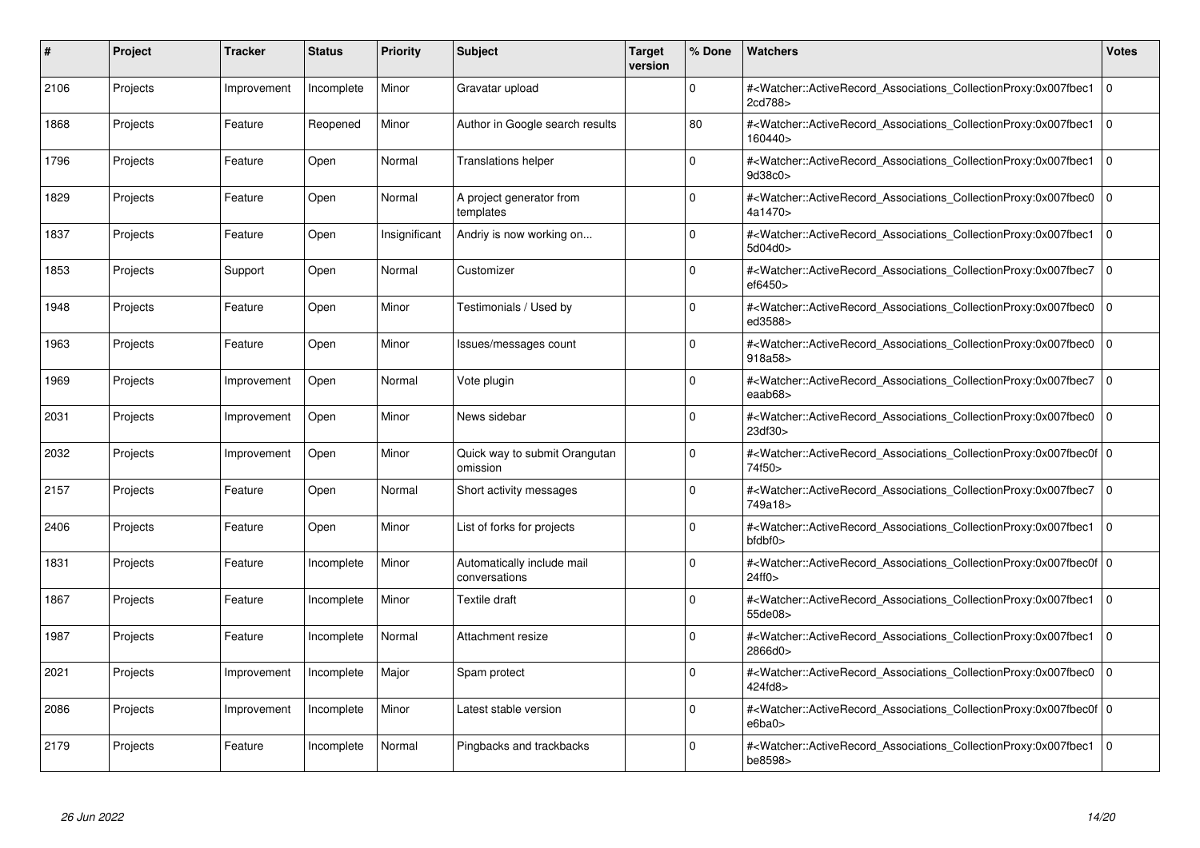| # | Project | Tracker | Status | Priority | Subject | Target version | % Done | Watchers | Votes |
|---|---|---|---|---|---|---|---|---|---|
| 2106 | Projects | Improvement | Incomplete | Minor | Gravatar upload | | 0 | #<Watcher::ActiveRecord_Associations_CollectionProxy:0x007fbec12cd788> | 0 |
| 1868 | Projects | Feature | Reopened | Minor | Author in Google search results | | 80 | #<Watcher::ActiveRecord_Associations_CollectionProxy:0x007fbec1160440> | 0 |
| 1796 | Projects | Feature | Open | Normal | Translations helper | | 0 | #<Watcher::ActiveRecord_Associations_CollectionProxy:0x007fbec19d38c0> | 0 |
| 1829 | Projects | Feature | Open | Normal | A project generator from templates | | 0 | #<Watcher::ActiveRecord_Associations_CollectionProxy:0x007fbec04a1470> | 0 |
| 1837 | Projects | Feature | Open | Insignificant | Andriy is now working on... | | 0 | #<Watcher::ActiveRecord_Associations_CollectionProxy:0x007fbec15d04d0> | 0 |
| 1853 | Projects | Support | Open | Normal | Customizer | | 0 | #<Watcher::ActiveRecord_Associations_CollectionProxy:0x007fbec7ef6450> | 0 |
| 1948 | Projects | Feature | Open | Minor | Testimonials / Used by | | 0 | #<Watcher::ActiveRecord_Associations_CollectionProxy:0x007fbec0ed3588> | 0 |
| 1963 | Projects | Feature | Open | Minor | Issues/messages count | | 0 | #<Watcher::ActiveRecord_Associations_CollectionProxy:0x007fbec0918a58> | 0 |
| 1969 | Projects | Improvement | Open | Normal | Vote plugin | | 0 | #<Watcher::ActiveRecord_Associations_CollectionProxy:0x007fbec7eaab68> | 0 |
| 2031 | Projects | Improvement | Open | Minor | News sidebar | | 0 | #<Watcher::ActiveRecord_Associations_CollectionProxy:0x007fbec023df30> | 0 |
| 2032 | Projects | Improvement | Open | Minor | Quick way to submit Orangutan omission | | 0 | #<Watcher::ActiveRecord_Associations_CollectionProxy:0x007fbec0f74f50> | 0 |
| 2157 | Projects | Feature | Open | Normal | Short activity messages | | 0 | #<Watcher::ActiveRecord_Associations_CollectionProxy:0x007fbec7749a18> | 0 |
| 2406 | Projects | Feature | Open | Minor | List of forks for projects | | 0 | #<Watcher::ActiveRecord_Associations_CollectionProxy:0x007fbec1bfdbf0> | 0 |
| 1831 | Projects | Feature | Incomplete | Minor | Automatically include mail conversations | | 0 | #<Watcher::ActiveRecord_Associations_CollectionProxy:0x007fbec0f24ff0> | 0 |
| 1867 | Projects | Feature | Incomplete | Minor | Textile draft | | 0 | #<Watcher::ActiveRecord_Associations_CollectionProxy:0x007fbec155de08> | 0 |
| 1987 | Projects | Feature | Incomplete | Normal | Attachment resize | | 0 | #<Watcher::ActiveRecord_Associations_CollectionProxy:0x007fbec12866d0> | 0 |
| 2021 | Projects | Improvement | Incomplete | Major | Spam protect | | 0 | #<Watcher::ActiveRecord_Associations_CollectionProxy:0x007fbec0424fd8> | 0 |
| 2086 | Projects | Improvement | Incomplete | Minor | Latest stable version | | 0 | #<Watcher::ActiveRecord_Associations_CollectionProxy:0x007fbec0fe6ba0> | 0 |
| 2179 | Projects | Feature | Incomplete | Normal | Pingbacks and trackbacks | | 0 | #<Watcher::ActiveRecord_Associations_CollectionProxy:0x007fbec1be8598> | 0 |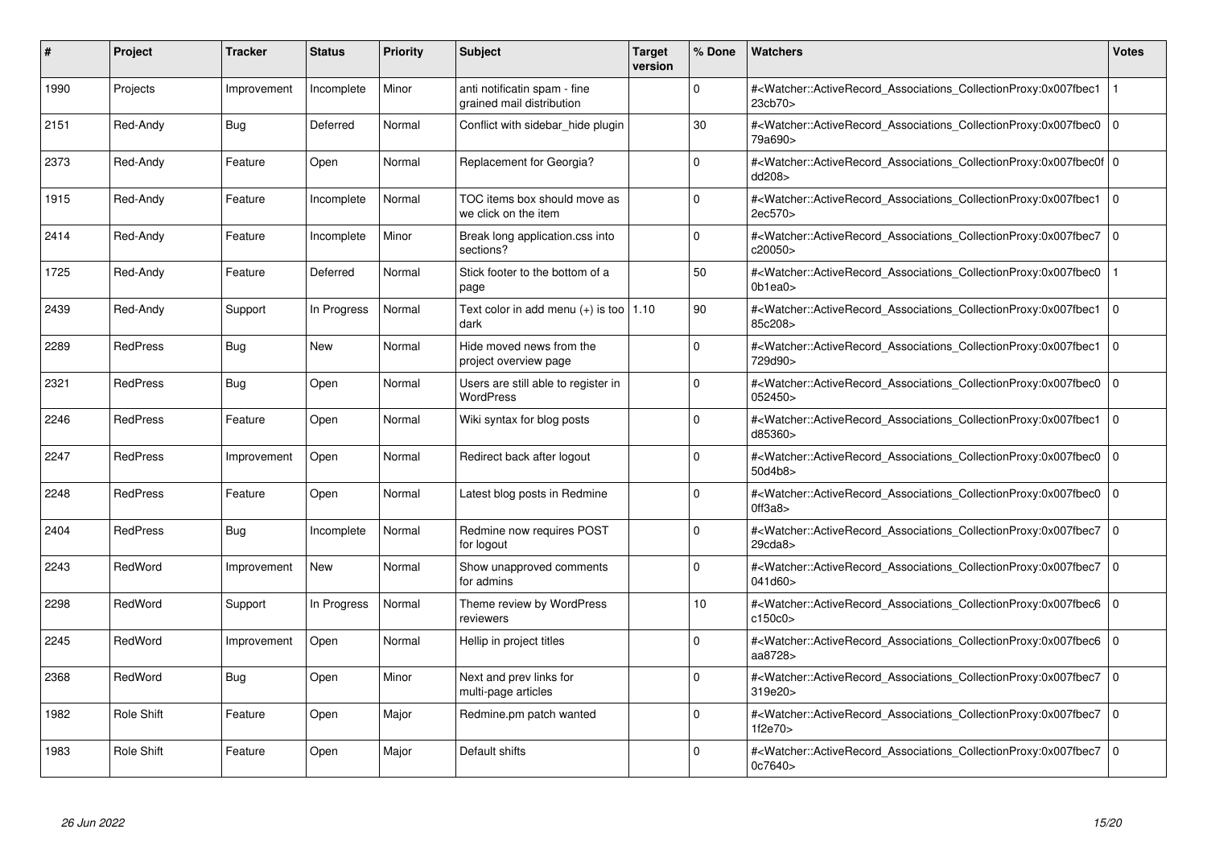| # | Project | Tracker | Status | Priority | Subject | Target version | % Done | Watchers | Votes |
|---|---|---|---|---|---|---|---|---|---|
| 1990 | Projects | Improvement | Incomplete | Minor | anti notificatin spam - fine grained mail distribution | | 0 | #<Watcher::ActiveRecord_Associations_CollectionProxy:0x007fbec123cb70> | 1 |
| 2151 | Red-Andy | Bug | Deferred | Normal | Conflict with sidebar_hide plugin | | 30 | #<Watcher::ActiveRecord_Associations_CollectionProxy:0x007fbec079a690> | 0 |
| 2373 | Red-Andy | Feature | Open | Normal | Replacement for Georgia? | | 0 | #<Watcher::ActiveRecord_Associations_CollectionProxy:0x007fbec0fdd208> | 0 |
| 1915 | Red-Andy | Feature | Incomplete | Normal | TOC items box should move as we click on the item | | 0 | #<Watcher::ActiveRecord_Associations_CollectionProxy:0x007fbec12ec570> | 0 |
| 2414 | Red-Andy | Feature | Incomplete | Minor | Break long application.css into sections? | | 0 | #<Watcher::ActiveRecord_Associations_CollectionProxy:0x007fbec7c20050> | 0 |
| 1725 | Red-Andy | Feature | Deferred | Normal | Stick footer to the bottom of a page | | 50 | #<Watcher::ActiveRecord_Associations_CollectionProxy:0x007fbec00b1ea0> | 1 |
| 2439 | Red-Andy | Support | In Progress | Normal | Text color in add menu (+) is too dark | 1.10 | 90 | #<Watcher::ActiveRecord_Associations_CollectionProxy:0x007fbec185c208> | 0 |
| 2289 | RedPress | Bug | New | Normal | Hide moved news from the project overview page | | 0 | #<Watcher::ActiveRecord_Associations_CollectionProxy:0x007fbec1729d90> | 0 |
| 2321 | RedPress | Bug | Open | Normal | Users are still able to register in WordPress | | 0 | #<Watcher::ActiveRecord_Associations_CollectionProxy:0x007fbec0052450> | 0 |
| 2246 | RedPress | Feature | Open | Normal | Wiki syntax for blog posts | | 0 | #<Watcher::ActiveRecord_Associations_CollectionProxy:0x007fbec1d85360> | 0 |
| 2247 | RedPress | Improvement | Open | Normal | Redirect back after logout | | 0 | #<Watcher::ActiveRecord_Associations_CollectionProxy:0x007fbec050d4b8> | 0 |
| 2248 | RedPress | Feature | Open | Normal | Latest blog posts in Redmine | | 0 | #<Watcher::ActiveRecord_Associations_CollectionProxy:0x007fbec00ff3a8> | 0 |
| 2404 | RedPress | Bug | Incomplete | Normal | Redmine now requires POST for logout | | 0 | #<Watcher::ActiveRecord_Associations_CollectionProxy:0x007fbec729cda8> | 0 |
| 2243 | RedWord | Improvement | New | Normal | Show unapproved comments for admins | | 0 | #<Watcher::ActiveRecord_Associations_CollectionProxy:0x007fbec7041d60> | 0 |
| 2298 | RedWord | Support | In Progress | Normal | Theme review by WordPress reviewers | | 10 | #<Watcher::ActiveRecord_Associations_CollectionProxy:0x007fbec6c150c0> | 0 |
| 2245 | RedWord | Improvement | Open | Normal | Hellip in project titles | | 0 | #<Watcher::ActiveRecord_Associations_CollectionProxy:0x007fbec6aa8728> | 0 |
| 2368 | RedWord | Bug | Open | Minor | Next and prev links for multi-page articles | | 0 | #<Watcher::ActiveRecord_Associations_CollectionProxy:0x007fbec7319e20> | 0 |
| 1982 | Role Shift | Feature | Open | Major | Redmine.pm patch wanted | | 0 | #<Watcher::ActiveRecord_Associations_CollectionProxy:0x007fbec71f2e70> | 0 |
| 1983 | Role Shift | Feature | Open | Major | Default shifts | | 0 | #<Watcher::ActiveRecord_Associations_CollectionProxy:0x007fbec70c7640> | 0 |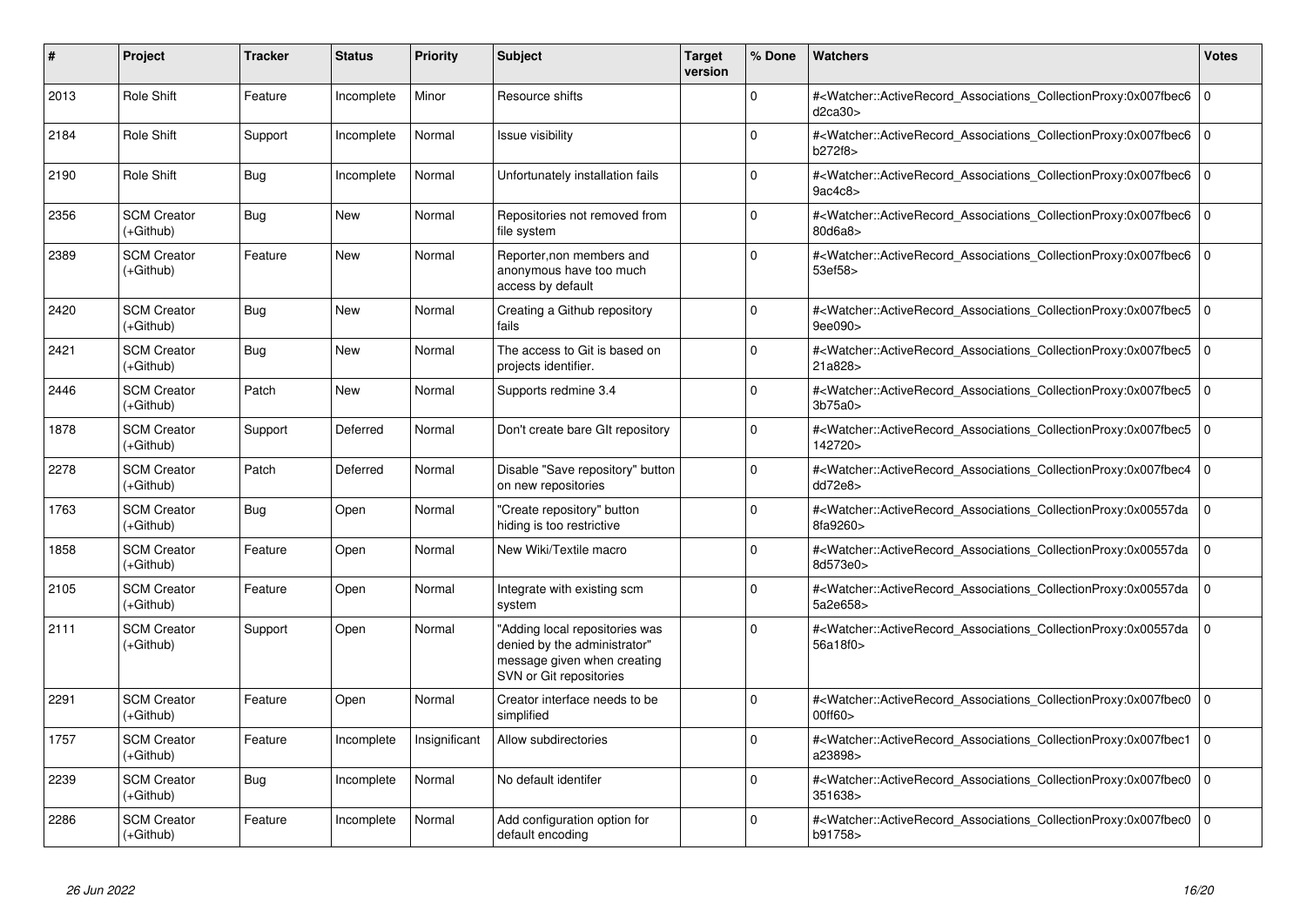| # | Project | Tracker | Status | Priority | Subject | Target version | % Done | Watchers | Votes |
|---|---|---|---|---|---|---|---|---|---|
| 2013 | Role Shift | Feature | Incomplete | Minor | Resource shifts | | 0 | #<Watcher::ActiveRecord_Associations_CollectionProxy:0x007fbec6d2ca30> | 0 |
| 2184 | Role Shift | Support | Incomplete | Normal | Issue visibility | | 0 | #<Watcher::ActiveRecord_Associations_CollectionProxy:0x007fbec6b272f8> | 0 |
| 2190 | Role Shift | Bug | Incomplete | Normal | Unfortunately installation fails | | 0 | #<Watcher::ActiveRecord_Associations_CollectionProxy:0x007fbec69ac4c8> | 0 |
| 2356 | SCM Creator (+Github) | Bug | New | Normal | Repositories not removed from file system | | 0 | #<Watcher::ActiveRecord_Associations_CollectionProxy:0x007fbec680d6a8> | 0 |
| 2389 | SCM Creator (+Github) | Feature | New | Normal | Reporter,non members and anonymous have too much access by default | | 0 | #<Watcher::ActiveRecord_Associations_CollectionProxy:0x007fbec653ef58> | 0 |
| 2420 | SCM Creator (+Github) | Bug | New | Normal | Creating a Github repository fails | | 0 | #<Watcher::ActiveRecord_Associations_CollectionProxy:0x007fbec59ee090> | 0 |
| 2421 | SCM Creator (+Github) | Bug | New | Normal | The access to Git is based on projects identifier. | | 0 | #<Watcher::ActiveRecord_Associations_CollectionProxy:0x007fbec521a828> | 0 |
| 2446 | SCM Creator (+Github) | Patch | New | Normal | Supports redmine 3.4 | | 0 | #<Watcher::ActiveRecord_Associations_CollectionProxy:0x007fbec53b75a0> | 0 |
| 1878 | SCM Creator (+Github) | Support | Deferred | Normal | Don't create bare GIt repository | | 0 | #<Watcher::ActiveRecord_Associations_CollectionProxy:0x007fbec5142720> | 0 |
| 2278 | SCM Creator (+Github) | Patch | Deferred | Normal | Disable "Save repository" button on new repositories | | 0 | #<Watcher::ActiveRecord_Associations_CollectionProxy:0x007fbec4dd72e8> | 0 |
| 1763 | SCM Creator (+Github) | Bug | Open | Normal | "Create repository" button hiding is too restrictive | | 0 | #<Watcher::ActiveRecord_Associations_CollectionProxy:0x00557da8fa9260> | 0 |
| 1858 | SCM Creator (+Github) | Feature | Open | Normal | New Wiki/Textile macro | | 0 | #<Watcher::ActiveRecord_Associations_CollectionProxy:0x00557da8d573e0> | 0 |
| 2105 | SCM Creator (+Github) | Feature | Open | Normal | Integrate with existing scm system | | 0 | #<Watcher::ActiveRecord_Associations_CollectionProxy:0x00557da5a2e658> | 0 |
| 2111 | SCM Creator (+Github) | Support | Open | Normal | "Adding local repositories was denied by the administrator" message given when creating SVN or Git repositories | | 0 | #<Watcher::ActiveRecord_Associations_CollectionProxy:0x00557da56a18f0> | 0 |
| 2291 | SCM Creator (+Github) | Feature | Open | Normal | Creator interface needs to be simplified | | 0 | #<Watcher::ActiveRecord_Associations_CollectionProxy:0x007fbec000ff60> | 0 |
| 1757 | SCM Creator (+Github) | Feature | Incomplete | Insignificant | Allow subdirectories | | 0 | #<Watcher::ActiveRecord_Associations_CollectionProxy:0x007fbec1a23898> | 0 |
| 2239 | SCM Creator (+Github) | Bug | Incomplete | Normal | No default identifer | | 0 | #<Watcher::ActiveRecord_Associations_CollectionProxy:0x007fbec0351638> | 0 |
| 2286 | SCM Creator (+Github) | Feature | Incomplete | Normal | Add configuration option for default encoding | | 0 | #<Watcher::ActiveRecord_Associations_CollectionProxy:0x007fbec0b91758> | 0 |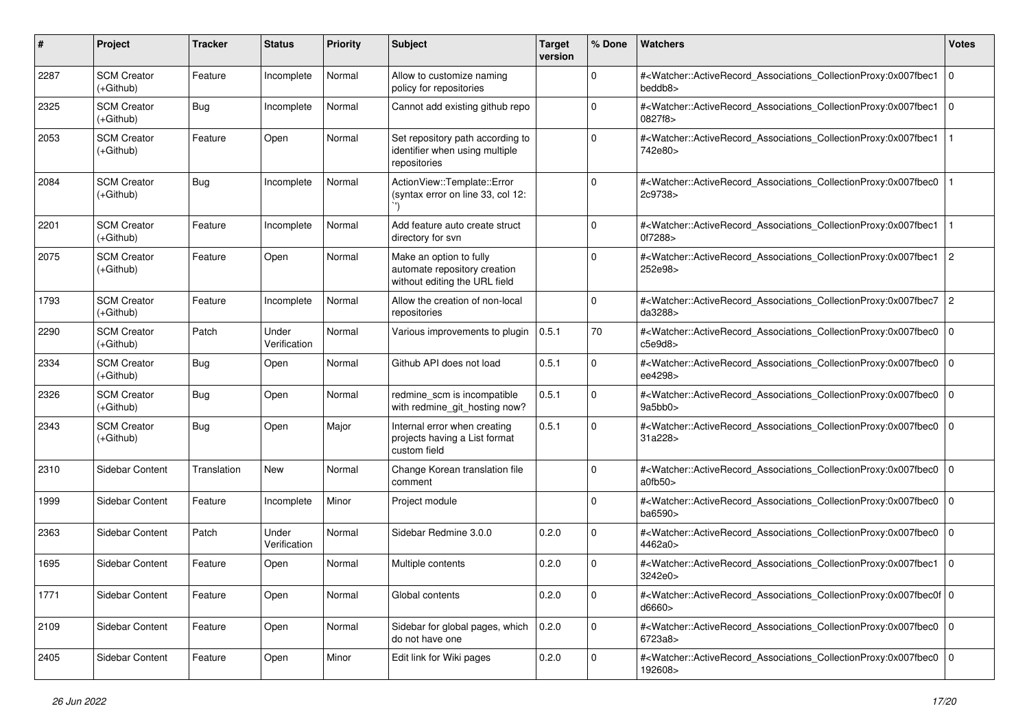| # | Project | Tracker | Status | Priority | Subject | Target version | % Done | Watchers | Votes |
|---|---|---|---|---|---|---|---|---|---|
| 2287 | SCM Creator (+Github) | Feature | Incomplete | Normal | Allow to customize naming policy for repositories | | 0 | #<Watcher::ActiveRecord_Associations_CollectionProxy:0x007fbec1beddb8> | 0 |
| 2325 | SCM Creator (+Github) | Bug | Incomplete | Normal | Cannot add existing github repo | | 0 | #<Watcher::ActiveRecord_Associations_CollectionProxy:0x007fbec10827f8> | 0 |
| 2053 | SCM Creator (+Github) | Feature | Open | Normal | Set repository path according to identifier when using multiple repositories | | 0 | #<Watcher::ActiveRecord_Associations_CollectionProxy:0x007fbec1742e80> | 1 |
| 2084 | SCM Creator (+Github) | Bug | Incomplete | Normal | ActionView::Template::Error (syntax error on line 33, col 12: ``) | | 0 | #<Watcher::ActiveRecord_Associations_CollectionProxy:0x007fbec02c9738> | 1 |
| 2201 | SCM Creator (+Github) | Feature | Incomplete | Normal | Add feature auto create struct directory for svn | | 0 | #<Watcher::ActiveRecord_Associations_CollectionProxy:0x007fbec10f7288> | 1 |
| 2075 | SCM Creator (+Github) | Feature | Open | Normal | Make an option to fully automate repository creation without editing the URL field | | 0 | #<Watcher::ActiveRecord_Associations_CollectionProxy:0x007fbec1252e98> | 2 |
| 1793 | SCM Creator (+Github) | Feature | Incomplete | Normal | Allow the creation of non-local repositories | | 0 | #<Watcher::ActiveRecord_Associations_CollectionProxy:0x007fbec7da3288> | 2 |
| 2290 | SCM Creator (+Github) | Patch | Under Verification | Normal | Various improvements to plugin | 0.5.1 | 70 | #<Watcher::ActiveRecord_Associations_CollectionProxy:0x007fbec0c5e9d8> | 0 |
| 2334 | SCM Creator (+Github) | Bug | Open | Normal | Github API does not load | 0.5.1 | 0 | #<Watcher::ActiveRecord_Associations_CollectionProxy:0x007fbec0ee4298> | 0 |
| 2326 | SCM Creator (+Github) | Bug | Open | Normal | redmine_scm is incompatible with redmine_git_hosting now? | 0.5.1 | 0 | #<Watcher::ActiveRecord_Associations_CollectionProxy:0x007fbec09a5bb0> | 0 |
| 2343 | SCM Creator (+Github) | Bug | Open | Major | Internal error when creating projects having a List format custom field | 0.5.1 | 0 | #<Watcher::ActiveRecord_Associations_CollectionProxy:0x007fbec031a228> | 0 |
| 2310 | Sidebar Content | Translation | New | Normal | Change Korean translation file comment | | 0 | #<Watcher::ActiveRecord_Associations_CollectionProxy:0x007fbec0a0fb50> | 0 |
| 1999 | Sidebar Content | Feature | Incomplete | Minor | Project module | | 0 | #<Watcher::ActiveRecord_Associations_CollectionProxy:0x007fbec0ba6590> | 0 |
| 2363 | Sidebar Content | Patch | Under Verification | Normal | Sidebar Redmine 3.0.0 | 0.2.0 | 0 | #<Watcher::ActiveRecord_Associations_CollectionProxy:0x007fbec04462a0> | 0 |
| 1695 | Sidebar Content | Feature | Open | Normal | Multiple contents | 0.2.0 | 0 | #<Watcher::ActiveRecord_Associations_CollectionProxy:0x007fbec13242e0> | 0 |
| 1771 | Sidebar Content | Feature | Open | Normal | Global contents | 0.2.0 | 0 | #<Watcher::ActiveRecord_Associations_CollectionProxy:0x007fbec0fd6660> | 0 |
| 2109 | Sidebar Content | Feature | Open | Normal | Sidebar for global pages, which do not have one | 0.2.0 | 0 | #<Watcher::ActiveRecord_Associations_CollectionProxy:0x007fbec06723a8> | 0 |
| 2405 | Sidebar Content | Feature | Open | Minor | Edit link for Wiki pages | 0.2.0 | 0 | #<Watcher::ActiveRecord_Associations_CollectionProxy:0x007fbec0192608> | 0 |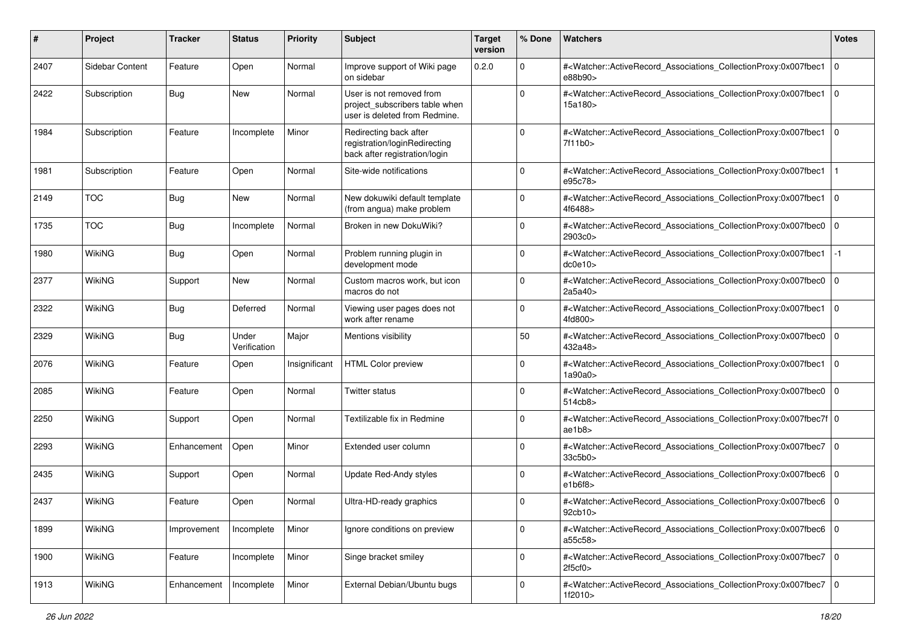| # | Project | Tracker | Status | Priority | Subject | Target version | % Done | Watchers | Votes |
|---|---|---|---|---|---|---|---|---|---|
| 2407 | Sidebar Content | Feature | Open | Normal | Improve support of Wiki page on sidebar | 0.2.0 | 0 | #<Watcher::ActiveRecord_Associations_CollectionProxy:0x007fbec1e88b90> | 0 |
| 2422 | Subscription | Bug | New | Normal | User is not removed from project_subscribers table when user is deleted from Redmine. | | 0 | #<Watcher::ActiveRecord_Associations_CollectionProxy:0x007fbec115a180> | 0 |
| 1984 | Subscription | Feature | Incomplete | Minor | Redirecting back after registration/loginRedirecting back after registration/login | | 0 | #<Watcher::ActiveRecord_Associations_CollectionProxy:0x007fbec17f11b0> | 0 |
| 1981 | Subscription | Feature | Open | Normal | Site-wide notifications | | 0 | #<Watcher::ActiveRecord_Associations_CollectionProxy:0x007fbec1e95c78> | 1 |
| 2149 | TOC | Bug | New | Normal | New dokuwiki default template (from angua) make problem | | 0 | #<Watcher::ActiveRecord_Associations_CollectionProxy:0x007fbec14f6488> | 0 |
| 1735 | TOC | Bug | Incomplete | Normal | Broken in new DokuWiki? | | 0 | #<Watcher::ActiveRecord_Associations_CollectionProxy:0x007fbec02903c0> | 0 |
| 1980 | WikiNG | Bug | Open | Normal | Problem running plugin in development mode | | 0 | #<Watcher::ActiveRecord_Associations_CollectionProxy:0x007fbec1dc0e10> | -1 |
| 2377 | WikiNG | Support | New | Normal | Custom macros work, but icon macros do not | | 0 | #<Watcher::ActiveRecord_Associations_CollectionProxy:0x007fbec02a5a40> | 0 |
| 2322 | WikiNG | Bug | Deferred | Normal | Viewing user pages does not work after rename | | 0 | #<Watcher::ActiveRecord_Associations_CollectionProxy:0x007fbec14fd800> | 0 |
| 2329 | WikiNG | Bug | Under Verification | Major | Mentions visibility | | 50 | #<Watcher::ActiveRecord_Associations_CollectionProxy:0x007fbec0432a48> | 0 |
| 2076 | WikiNG | Feature | Open | Insignificant | HTML Color preview | | 0 | #<Watcher::ActiveRecord_Associations_CollectionProxy:0x007fbec11a90a0> | 0 |
| 2085 | WikiNG | Feature | Open | Normal | Twitter status | | 0 | #<Watcher::ActiveRecord_Associations_CollectionProxy:0x007fbec0514cb8> | 0 |
| 2250 | WikiNG | Support | Open | Normal | Textilizable fix in Redmine | | 0 | #<Watcher::ActiveRecord_Associations_CollectionProxy:0x007fbec7fae1b8> | 0 |
| 2293 | WikiNG | Enhancement | Open | Minor | Extended user column | | 0 | #<Watcher::ActiveRecord_Associations_CollectionProxy:0x007fbec733c5b0> | 0 |
| 2435 | WikiNG | Support | Open | Normal | Update Red-Andy styles | | 0 | #<Watcher::ActiveRecord_Associations_CollectionProxy:0x007fbec6e1b6f8> | 0 |
| 2437 | WikiNG | Feature | Open | Normal | Ultra-HD-ready graphics | | 0 | #<Watcher::ActiveRecord_Associations_CollectionProxy:0x007fbec692cb10> | 0 |
| 1899 | WikiNG | Improvement | Incomplete | Minor | Ignore conditions on preview | | 0 | #<Watcher::ActiveRecord_Associations_CollectionProxy:0x007fbec6a55c58> | 0 |
| 1900 | WikiNG | Feature | Incomplete | Minor | Singe bracket smiley | | 0 | #<Watcher::ActiveRecord_Associations_CollectionProxy:0x007fbec72f5cf0> | 0 |
| 1913 | WikiNG | Enhancement | Incomplete | Minor | External Debian/Ubuntu bugs | | 0 | #<Watcher::ActiveRecord_Associations_CollectionProxy:0x007fbec71f2010> | 0 |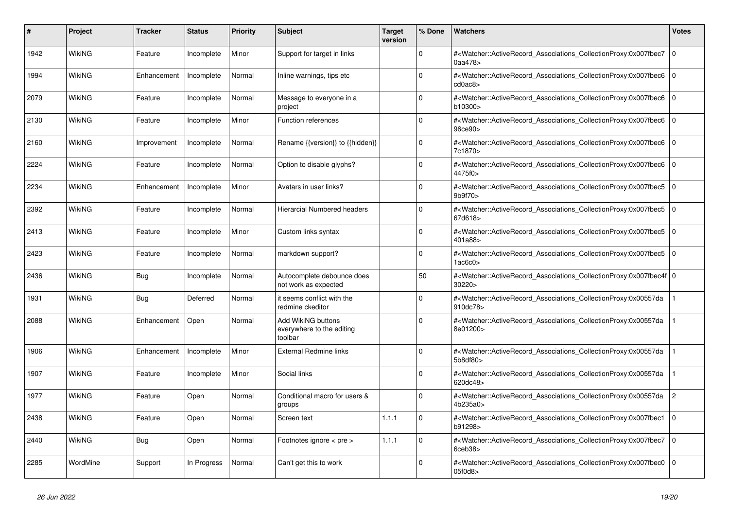| # | Project | Tracker | Status | Priority | Subject | Target version | % Done | Watchers | Votes |
|---|---|---|---|---|---|---|---|---|---|
| 1942 | WikiNG | Feature | Incomplete | Minor | Support for target in links | | 0 | #<Watcher::ActiveRecord_Associations_CollectionProxy:0x007fbec70aa478> | 0 |
| 1994 | WikiNG | Enhancement | Incomplete | Normal | Inline warnings, tips etc | | 0 | #<Watcher::ActiveRecord_Associations_CollectionProxy:0x007fbec6cd0ac8> | 0 |
| 2079 | WikiNG | Feature | Incomplete | Normal | Message to everyone in a project | | 0 | #<Watcher::ActiveRecord_Associations_CollectionProxy:0x007fbec6b10300> | 0 |
| 2130 | WikiNG | Feature | Incomplete | Minor | Function references | | 0 | #<Watcher::ActiveRecord_Associations_CollectionProxy:0x007fbec696ce90> | 0 |
| 2160 | WikiNG | Improvement | Incomplete | Normal | Rename {{version}} to {{hidden}} | | 0 | #<Watcher::ActiveRecord_Associations_CollectionProxy:0x007fbec67c1870> | 0 |
| 2224 | WikiNG | Feature | Incomplete | Normal | Option to disable glyphs? | | 0 | #<Watcher::ActiveRecord_Associations_CollectionProxy:0x007fbec64475f0> | 0 |
| 2234 | WikiNG | Enhancement | Incomplete | Minor | Avatars in user links? | | 0 | #<Watcher::ActiveRecord_Associations_CollectionProxy:0x007fbec59b9f70> | 0 |
| 2392 | WikiNG | Feature | Incomplete | Normal | Hierarcial Numbered headers | | 0 | #<Watcher::ActiveRecord_Associations_CollectionProxy:0x007fbec567d618> | 0 |
| 2413 | WikiNG | Feature | Incomplete | Minor | Custom links syntax | | 0 | #<Watcher::ActiveRecord_Associations_CollectionProxy:0x007fbec5401a88> | 0 |
| 2423 | WikiNG | Feature | Incomplete | Normal | markdown support? | | 0 | #<Watcher::ActiveRecord_Associations_CollectionProxy:0x007fbec51ac6c0> | 0 |
| 2436 | WikiNG | Bug | Incomplete | Normal | Autocomplete debounce does not work as expected | | 50 | #<Watcher::ActiveRecord_Associations_CollectionProxy:0x007fbec4f30220> | 0 |
| 1931 | WikiNG | Bug | Deferred | Normal | it seems conflict with the redmine ckeditor | | 0 | #<Watcher::ActiveRecord_Associations_CollectionProxy:0x00557da910dc78> | 1 |
| 2088 | WikiNG | Enhancement | Open | Normal | Add WikiNG buttons everywhere to the editing toolbar | | 0 | #<Watcher::ActiveRecord_Associations_CollectionProxy:0x00557da8e01200> | 1 |
| 1906 | WikiNG | Enhancement | Incomplete | Minor | External Redmine links | | 0 | #<Watcher::ActiveRecord_Associations_CollectionProxy:0x00557da5b8df80> | 1 |
| 1907 | WikiNG | Feature | Incomplete | Minor | Social links | | 0 | #<Watcher::ActiveRecord_Associations_CollectionProxy:0x00557da620dc48> | 1 |
| 1977 | WikiNG | Feature | Open | Normal | Conditional macro for users & groups | | 0 | #<Watcher::ActiveRecord_Associations_CollectionProxy:0x00557da4b235a0> | 2 |
| 2438 | WikiNG | Feature | Open | Normal | Screen text | 1.1.1 | 0 | #<Watcher::ActiveRecord_Associations_CollectionProxy:0x007fbec1b91298> | 0 |
| 2440 | WikiNG | Bug | Open | Normal | Footnotes ignore < pre > | 1.1.1 | 0 | #<Watcher::ActiveRecord_Associations_CollectionProxy:0x007fbec76ceb38> | 0 |
| 2285 | WordMine | Support | In Progress | Normal | Can't get this to work | | 0 | #<Watcher::ActiveRecord_Associations_CollectionProxy:0x007fbec005f0d8> | 0 |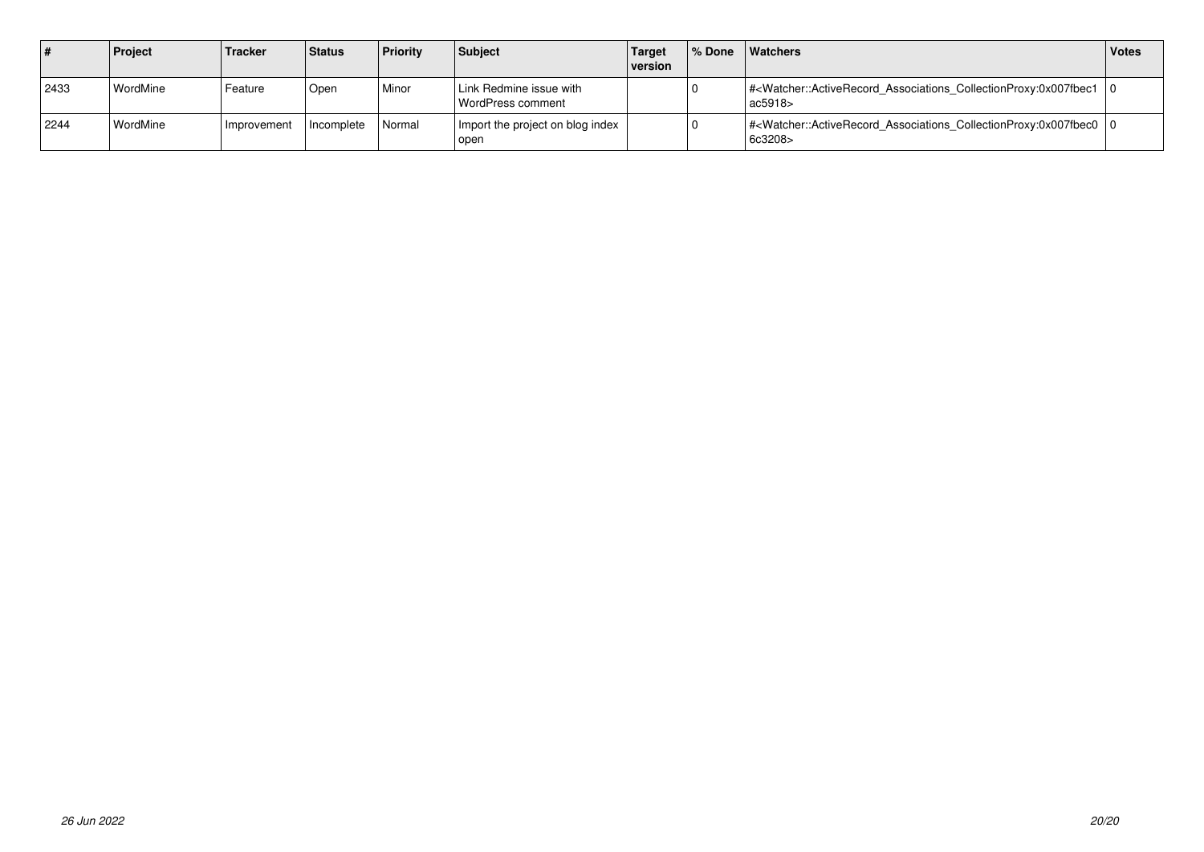| # | Project | Tracker | Status | Priority | Subject | Target version | % Done | Watchers | Votes |
|---|---|---|---|---|---|---|---|---|---|
| 2433 | WordMine | Feature | Open | Minor | Link Redmine issue with WordPress comment | | 0 | #<Watcher::ActiveRecord_Associations_CollectionProxy:0x007fbec1ac5918> | 0 |
| 2244 | WordMine | Improvement | Incomplete | Normal | Import the project on blog index open | | 0 | #<Watcher::ActiveRecord_Associations_CollectionProxy:0x007fbec06c3208> | 0 |

*26 Jun 2022*